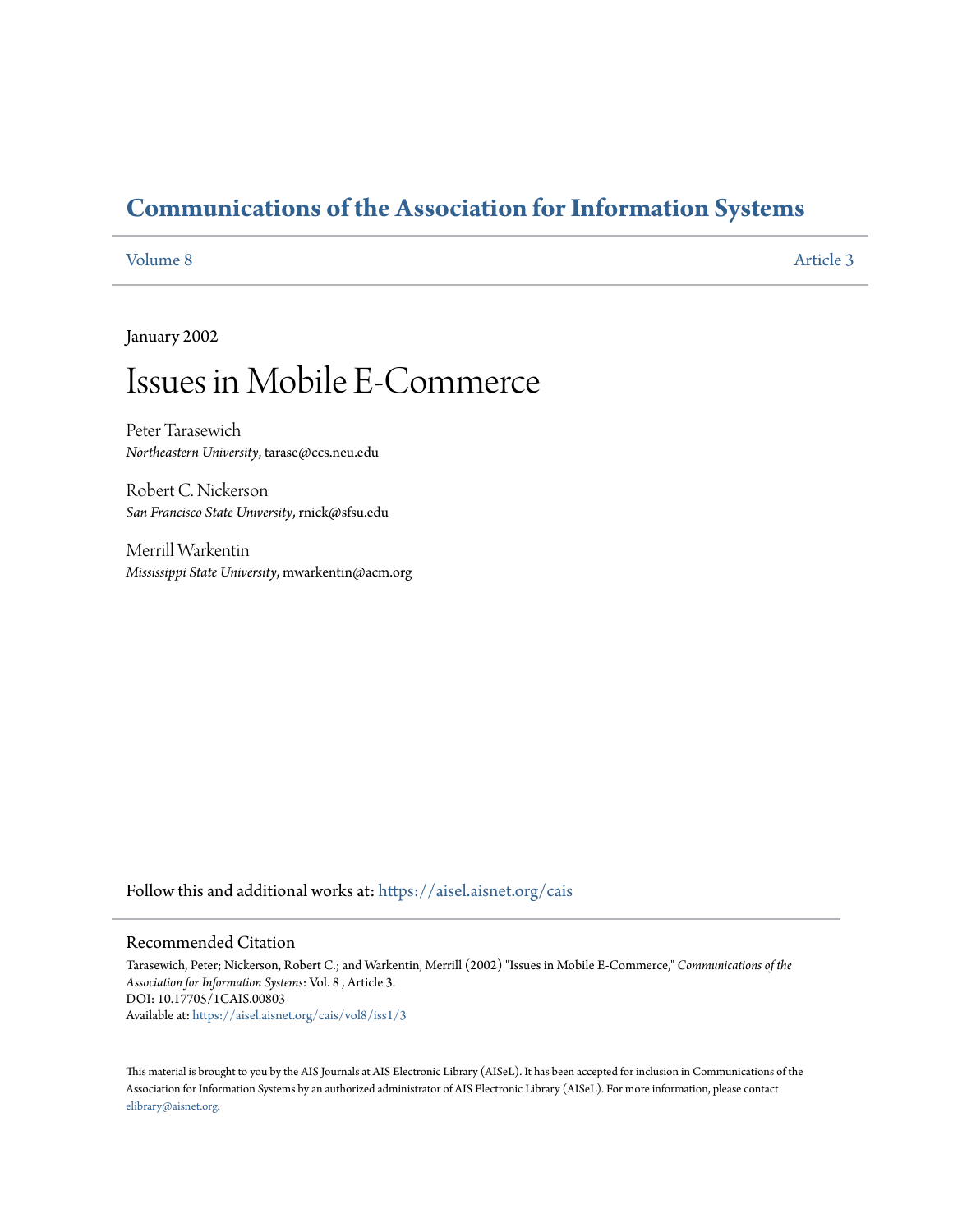# Communications of the Association for Information Systems

Volume 8 Article 3

January 2002

# Issues in Mobile E-Commerce

Peter Tarasewich
*Northeastern University*, tarase@ccs.neu.edu

Robert C. Nickerson
*San Francisco State University*, rnick@sfsu.edu

Merrill Warkentin
*Mississippi State University*, mwarkentin@acm.org

Follow this and additional works at: https://aisel.aisnet.org/cais

## Recommended Citation

Tarasewich, Peter; Nickerson, Robert C.; and Warkentin, Merrill (2002) "Issues in Mobile E-Commerce," *Communications of the Association for Information Systems*: Vol. 8 , Article 3.
DOI: 10.17705/1CAIS.00803
Available at: https://aisel.aisnet.org/cais/vol8/iss1/3

This material is brought to you by the AIS Journals at AIS Electronic Library (AISeL). It has been accepted for inclusion in Communications of the Association for Information Systems by an authorized administrator of AIS Electronic Library (AISeL). For more information, please contact elibrary@aisnet.org.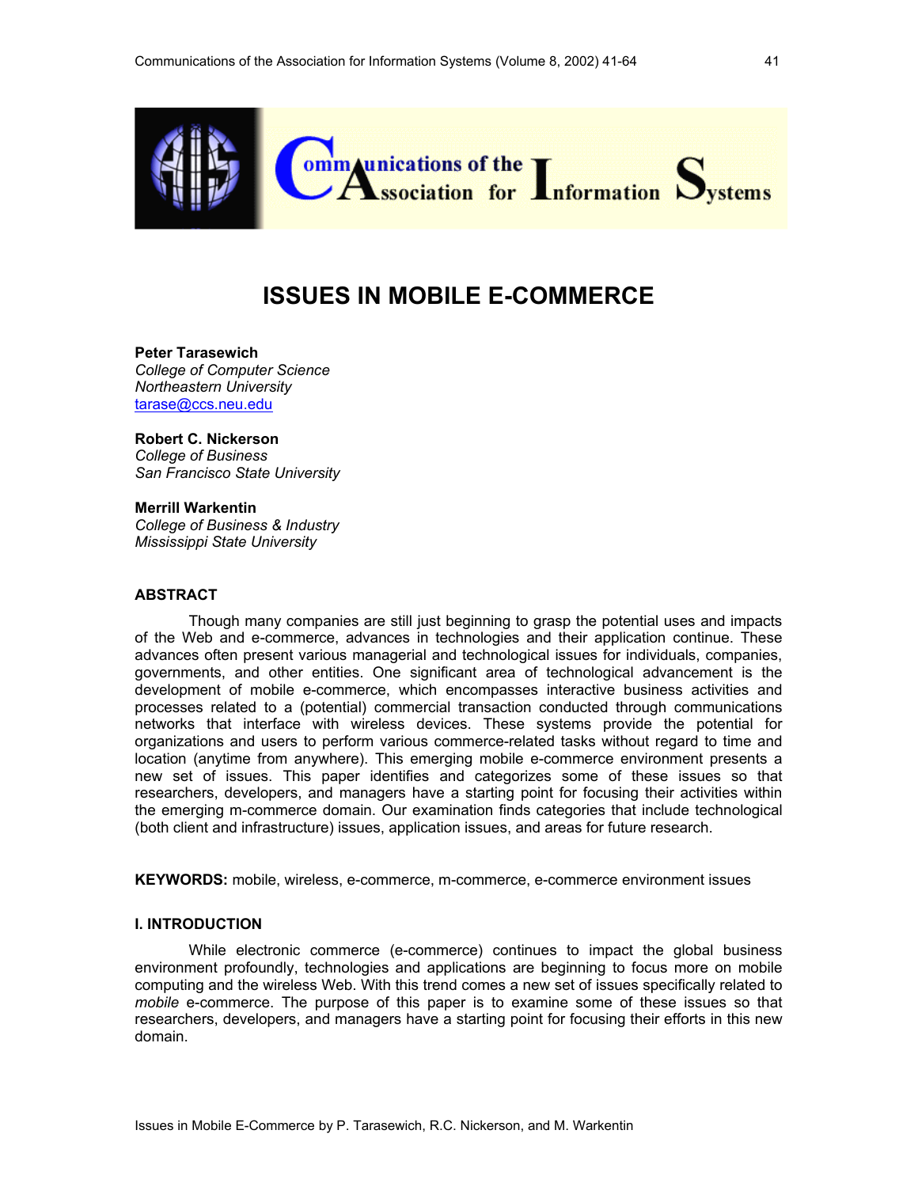# ISSUES IN MOBILE E-COMMERCE

**Peter Tarasewich**
*College of Computer Science*
*Northeastern University*
tarase@ccs.neu.edu

**Robert C. Nickerson**
*College of Business*
*San Francisco State University*

**Merrill Warkentin**
*College of Business & Industry*
*Mississippi State University*

## ABSTRACT

Though many companies are still just beginning to grasp the potential uses and impacts of the Web and e-commerce, advances in technologies and their application continue. These advances often present various managerial and technological issues for individuals, companies, governments, and other entities. One significant area of technological advancement is the development of mobile e-commerce, which encompasses interactive business activities and processes related to a (potential) commercial transaction conducted through communications networks that interface with wireless devices. These systems provide the potential for organizations and users to perform various commerce-related tasks without regard to time and location (anytime from anywhere). This emerging mobile e-commerce environment presents a new set of issues. This paper identifies and categorizes some of these issues so that researchers, developers, and managers have a starting point for focusing their activities within the emerging m-commerce domain. Our examination finds categories that include technological (both client and infrastructure) issues, application issues, and areas for future research.

**KEYWORDS:** mobile, wireless, e-commerce, m-commerce, e-commerce environment issues

## I. INTRODUCTION

While electronic commerce (e-commerce) continues to impact the global business environment profoundly, technologies and applications are beginning to focus more on mobile computing and the wireless Web. With this trend comes a new set of issues specifically related to *mobile* e-commerce. The purpose of this paper is to examine some of these issues so that researchers, developers, and managers have a starting point for focusing their efforts in this new domain.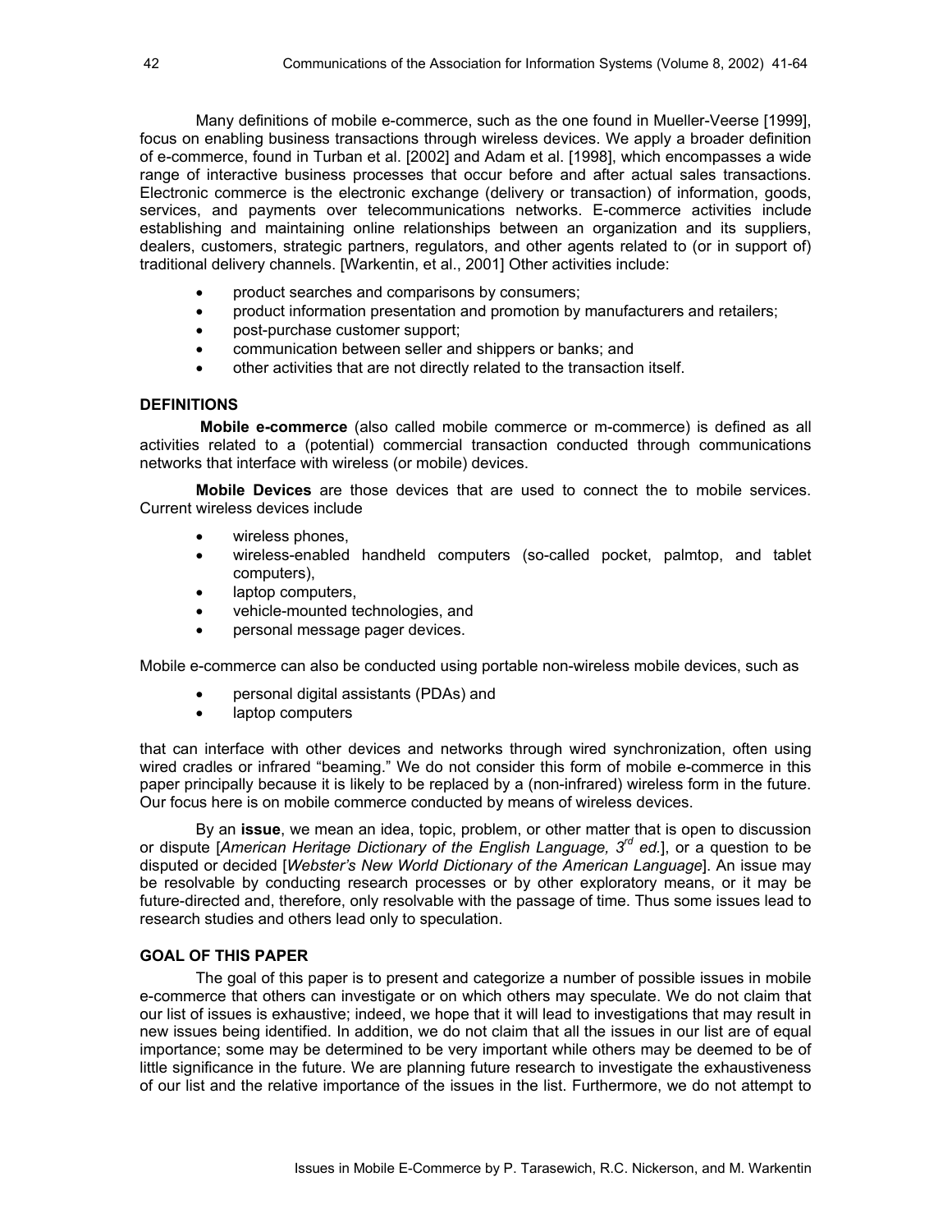Many definitions of mobile e-commerce, such as the one found in Mueller-Veerse [1999], focus on enabling business transactions through wireless devices. We apply a broader definition of e-commerce, found in Turban et al. [2002] and Adam et al. [1998], which encompasses a wide range of interactive business processes that occur before and after actual sales transactions. Electronic commerce is the electronic exchange (delivery or transaction) of information, goods, services, and payments over telecommunications networks. E-commerce activities include establishing and maintaining online relationships between an organization and its suppliers, dealers, customers, strategic partners, regulators, and other agents related to (or in support of) traditional delivery channels. [Warkentin, et al., 2001] Other activities include:

- product searches and comparisons by consumers;
- product information presentation and promotion by manufacturers and retailers;
- post-purchase customer support;
- communication between seller and shippers or banks; and
- other activities that are not directly related to the transaction itself.

## DEFINITIONS

**Mobile e-commerce** (also called mobile commerce or m-commerce) is defined as all activities related to a (potential) commercial transaction conducted through communications networks that interface with wireless (or mobile) devices.

**Mobile Devices** are those devices that are used to connect the to mobile services. Current wireless devices include

- wireless phones,
- wireless-enabled handheld computers (so-called pocket, palmtop, and tablet computers),
- laptop computers,
- vehicle-mounted technologies, and
- personal message pager devices.

Mobile e-commerce can also be conducted using portable non-wireless mobile devices, such as

- personal digital assistants (PDAs) and
- laptop computers

that can interface with other devices and networks through wired synchronization, often using wired cradles or infrared "beaming." We do not consider this form of mobile e-commerce in this paper principally because it is likely to be replaced by a (non-infrared) wireless form in the future. Our focus here is on mobile commerce conducted by means of wireless devices.

By an **issue**, we mean an idea, topic, problem, or other matter that is open to discussion or dispute [*American Heritage Dictionary of the English Language, 3rd ed.*], or a question to be disputed or decided [*Webster's New World Dictionary of the American Language*]. An issue may be resolvable by conducting research processes or by other exploratory means, or it may be future-directed and, therefore, only resolvable with the passage of time. Thus some issues lead to research studies and others lead only to speculation.

## GOAL OF THIS PAPER

The goal of this paper is to present and categorize a number of possible issues in mobile e-commerce that others can investigate or on which others may speculate. We do not claim that our list of issues is exhaustive; indeed, we hope that it will lead to investigations that may result in new issues being identified. In addition, we do not claim that all the issues in our list are of equal importance; some may be determined to be very important while others may be deemed to be of little significance in the future. We are planning future research to investigate the exhaustiveness of our list and the relative importance of the issues in the list. Furthermore, we do not attempt to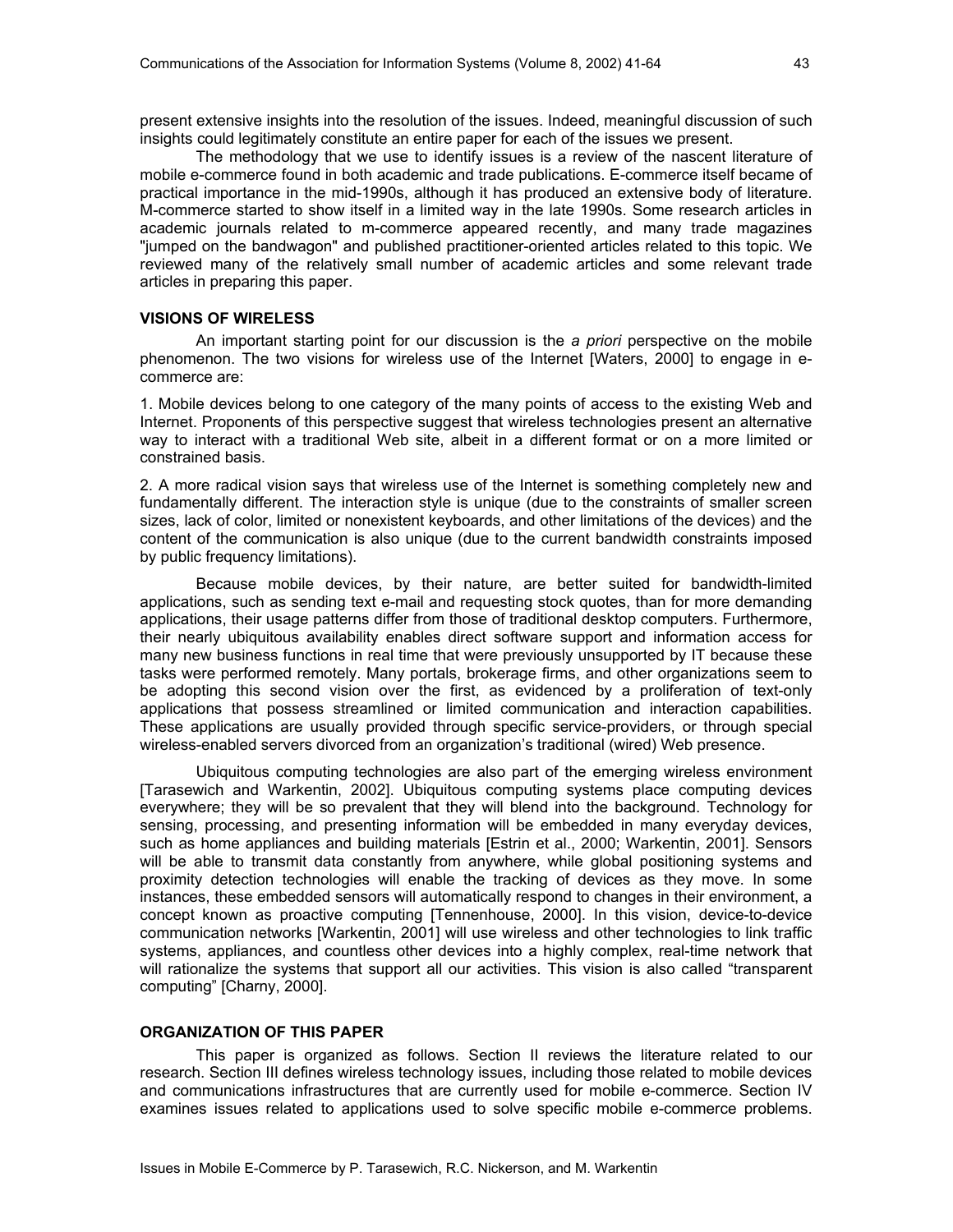present extensive insights into the resolution of the issues. Indeed, meaningful discussion of such insights could legitimately constitute an entire paper for each of the issues we present.

The methodology that we use to identify issues is a review of the nascent literature of mobile e-commerce found in both academic and trade publications. E-commerce itself became of practical importance in the mid-1990s, although it has produced an extensive body of literature. M-commerce started to show itself in a limited way in the late 1990s. Some research articles in academic journals related to m-commerce appeared recently, and many trade magazines "jumped on the bandwagon" and published practitioner-oriented articles related to this topic. We reviewed many of the relatively small number of academic articles and some relevant trade articles in preparing this paper.

## VISIONS OF WIRELESS

An important starting point for our discussion is the *a priori* perspective on the mobile phenomenon. The two visions for wireless use of the Internet [Waters, 2000] to engage in e-commerce are:

1. Mobile devices belong to one category of the many points of access to the existing Web and Internet. Proponents of this perspective suggest that wireless technologies present an alternative way to interact with a traditional Web site, albeit in a different format or on a more limited or constrained basis.

2. A more radical vision says that wireless use of the Internet is something completely new and fundamentally different. The interaction style is unique (due to the constraints of smaller screen sizes, lack of color, limited or nonexistent keyboards, and other limitations of the devices) and the content of the communication is also unique (due to the current bandwidth constraints imposed by public frequency limitations).

Because mobile devices, by their nature, are better suited for bandwidth-limited applications, such as sending text e-mail and requesting stock quotes, than for more demanding applications, their usage patterns differ from those of traditional desktop computers. Furthermore, their nearly ubiquitous availability enables direct software support and information access for many new business functions in real time that were previously unsupported by IT because these tasks were performed remotely. Many portals, brokerage firms, and other organizations seem to be adopting this second vision over the first, as evidenced by a proliferation of text-only applications that possess streamlined or limited communication and interaction capabilities. These applications are usually provided through specific service-providers, or through special wireless-enabled servers divorced from an organization's traditional (wired) Web presence.

Ubiquitous computing technologies are also part of the emerging wireless environment [Tarasewich and Warkentin, 2002]. Ubiquitous computing systems place computing devices everywhere; they will be so prevalent that they will blend into the background. Technology for sensing, processing, and presenting information will be embedded in many everyday devices, such as home appliances and building materials [Estrin et al., 2000; Warkentin, 2001]. Sensors will be able to transmit data constantly from anywhere, while global positioning systems and proximity detection technologies will enable the tracking of devices as they move. In some instances, these embedded sensors will automatically respond to changes in their environment, a concept known as proactive computing [Tennenhouse, 2000]. In this vision, device-to-device communication networks [Warkentin, 2001] will use wireless and other technologies to link traffic systems, appliances, and countless other devices into a highly complex, real-time network that will rationalize the systems that support all our activities. This vision is also called "transparent computing" [Charny, 2000].

## ORGANIZATION OF THIS PAPER

This paper is organized as follows. Section II reviews the literature related to our research. Section III defines wireless technology issues, including those related to mobile devices and communications infrastructures that are currently used for mobile e-commerce. Section IV examines issues related to applications used to solve specific mobile e-commerce problems.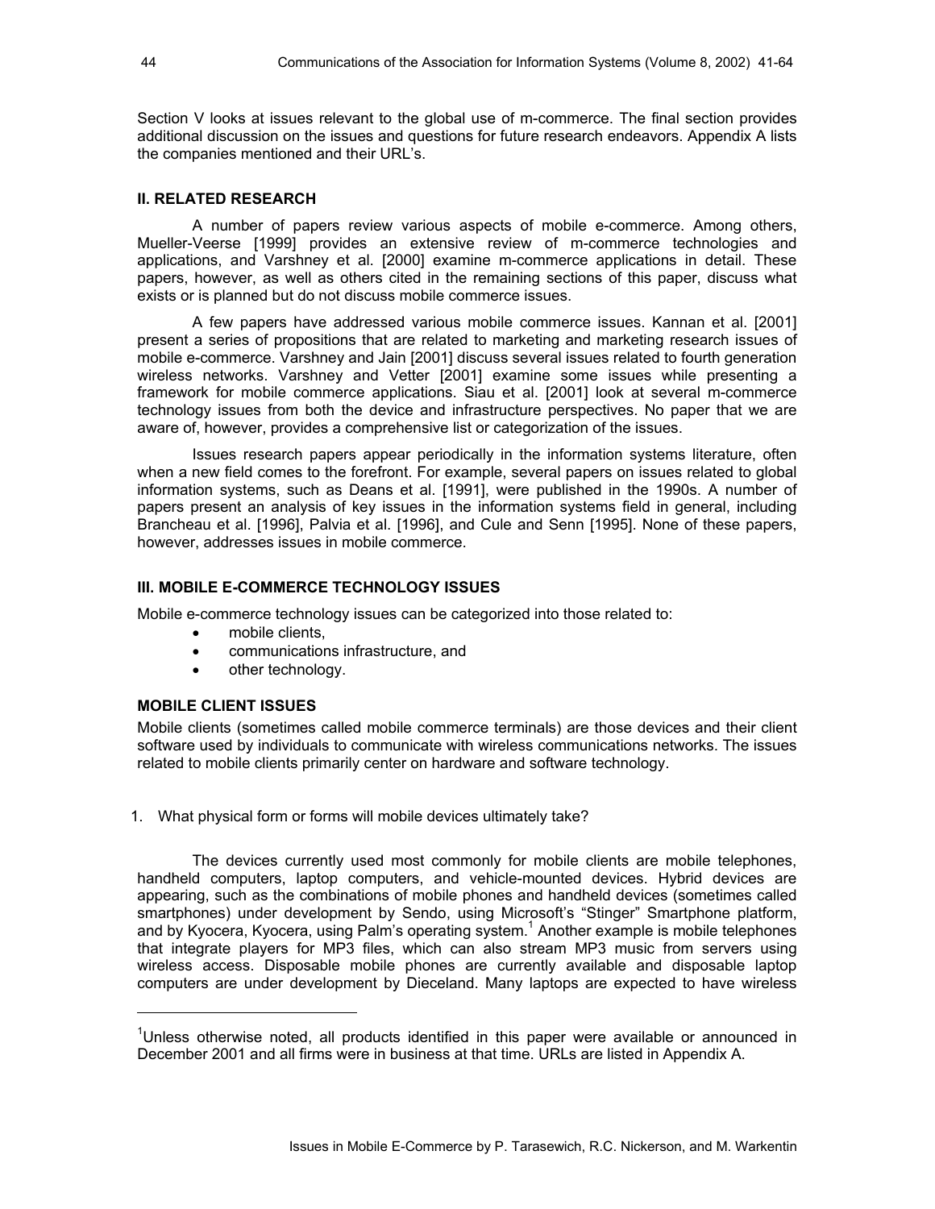Section V looks at issues relevant to the global use of m-commerce. The final section provides additional discussion on the issues and questions for future research endeavors. Appendix A lists the companies mentioned and their URL's.

## II. RELATED RESEARCH

A number of papers review various aspects of mobile e-commerce. Among others, Mueller-Veerse [1999] provides an extensive review of m-commerce technologies and applications, and Varshney et al. [2000] examine m-commerce applications in detail. These papers, however, as well as others cited in the remaining sections of this paper, discuss what exists or is planned but do not discuss mobile commerce issues.

A few papers have addressed various mobile commerce issues. Kannan et al. [2001] present a series of propositions that are related to marketing and marketing research issues of mobile e-commerce. Varshney and Jain [2001] discuss several issues related to fourth generation wireless networks. Varshney and Vetter [2001] examine some issues while presenting a framework for mobile commerce applications. Siau et al. [2001] look at several m-commerce technology issues from both the device and infrastructure perspectives. No paper that we are aware of, however, provides a comprehensive list or categorization of the issues.

Issues research papers appear periodically in the information systems literature, often when a new field comes to the forefront. For example, several papers on issues related to global information systems, such as Deans et al. [1991], were published in the 1990s. A number of papers present an analysis of key issues in the information systems field in general, including Brancheau et al. [1996], Palvia et al. [1996], and Cule and Senn [1995]. None of these papers, however, addresses issues in mobile commerce.

## III. MOBILE E-COMMERCE TECHNOLOGY ISSUES

Mobile e-commerce technology issues can be categorized into those related to:

- mobile clients,
- communications infrastructure, and
- other technology.

### MOBILE CLIENT ISSUES

Mobile clients (sometimes called mobile commerce terminals) are those devices and their client software used by individuals to communicate with wireless communications networks. The issues related to mobile clients primarily center on hardware and software technology.

1. What physical form or forms will mobile devices ultimately take?

The devices currently used most commonly for mobile clients are mobile telephones, handheld computers, laptop computers, and vehicle-mounted devices. Hybrid devices are appearing, such as the combinations of mobile phones and handheld devices (sometimes called smartphones) under development by Sendo, using Microsoft's "Stinger" Smartphone platform, and by Kyocera, Kyocera, using Palm's operating system.[1] Another example is mobile telephones that integrate players for MP3 files, which can also stream MP3 music from servers using wireless access. Disposable mobile phones are currently available and disposable laptop computers are under development by Dieceland. Many laptops are expected to have wireless

[1]Unless otherwise noted, all products identified in this paper were available or announced in December 2001 and all firms were in business at that time. URLs are listed in Appendix A.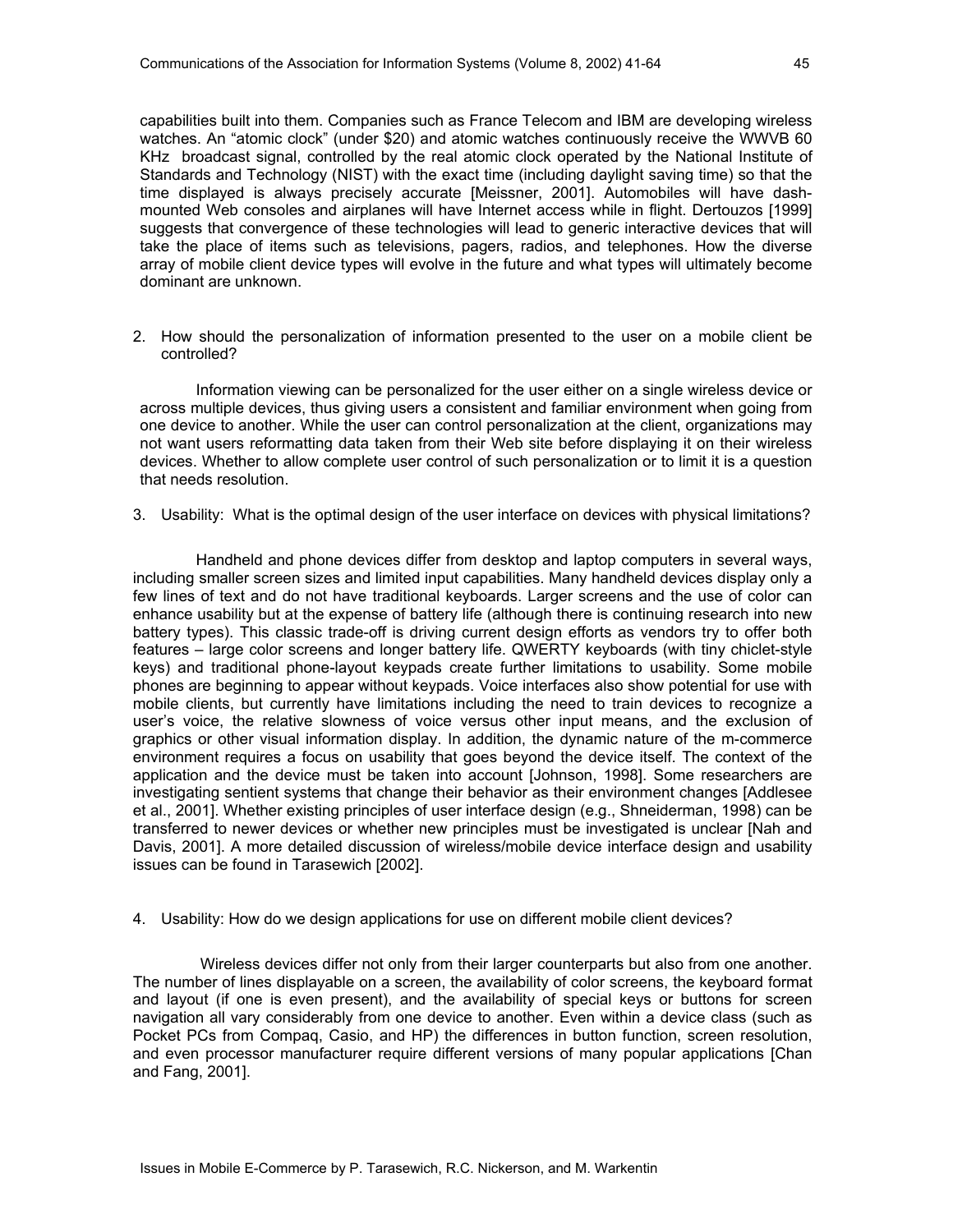capabilities built into them. Companies such as France Telecom and IBM are developing wireless watches. An "atomic clock" (under $20) and atomic watches continuously receive the WWVB 60 KHz broadcast signal, controlled by the real atomic clock operated by the National Institute of Standards and Technology (NIST) with the exact time (including daylight saving time) so that the time displayed is always precisely accurate [Meissner, 2001]. Automobiles will have dash-mounted Web consoles and airplanes will have Internet access while in flight. Dertouzos [1999] suggests that convergence of these technologies will lead to generic interactive devices that will take the place of items such as televisions, pagers, radios, and telephones. How the diverse array of mobile client device types will evolve in the future and what types will ultimately become dominant are unknown.

2. How should the personalization of information presented to the user on a mobile client be controlled?

Information viewing can be personalized for the user either on a single wireless device or across multiple devices, thus giving users a consistent and familiar environment when going from one device to another. While the user can control personalization at the client, organizations may not want users reformatting data taken from their Web site before displaying it on their wireless devices. Whether to allow complete user control of such personalization or to limit it is a question that needs resolution.

3. Usability: What is the optimal design of the user interface on devices with physical limitations?

Handheld and phone devices differ from desktop and laptop computers in several ways, including smaller screen sizes and limited input capabilities. Many handheld devices display only a few lines of text and do not have traditional keyboards. Larger screens and the use of color can enhance usability but at the expense of battery life (although there is continuing research into new battery types). This classic trade-off is driving current design efforts as vendors try to offer both features – large color screens and longer battery life. QWERTY keyboards (with tiny chiclet-style keys) and traditional phone-layout keypads create further limitations to usability. Some mobile phones are beginning to appear without keypads. Voice interfaces also show potential for use with mobile clients, but currently have limitations including the need to train devices to recognize a user's voice, the relative slowness of voice versus other input means, and the exclusion of graphics or other visual information display. In addition, the dynamic nature of the m-commerce environment requires a focus on usability that goes beyond the device itself. The context of the application and the device must be taken into account [Johnson, 1998]. Some researchers are investigating sentient systems that change their behavior as their environment changes [Addlesee et al., 2001]. Whether existing principles of user interface design (e.g., Shneiderman, 1998) can be transferred to newer devices or whether new principles must be investigated is unclear [Nah and Davis, 2001]. A more detailed discussion of wireless/mobile device interface design and usability issues can be found in Tarasewich [2002].

4. Usability: How do we design applications for use on different mobile client devices?

Wireless devices differ not only from their larger counterparts but also from one another. The number of lines displayable on a screen, the availability of color screens, the keyboard format and layout (if one is even present), and the availability of special keys or buttons for screen navigation all vary considerably from one device to another. Even within a device class (such as Pocket PCs from Compaq, Casio, and HP) the differences in button function, screen resolution, and even processor manufacturer require different versions of many popular applications [Chan and Fang, 2001].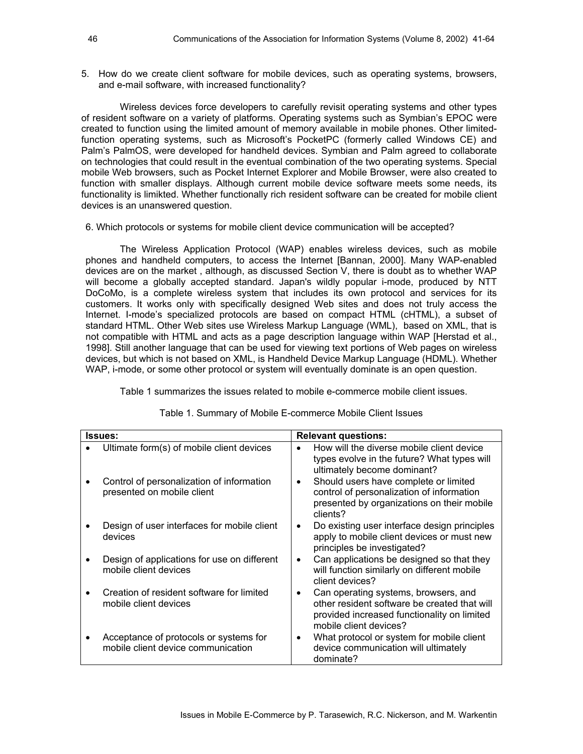5. How do we create client software for mobile devices, such as operating systems, browsers, and e-mail software, with increased functionality?

Wireless devices force developers to carefully revisit operating systems and other types of resident software on a variety of platforms. Operating systems such as Symbian's EPOC were created to function using the limited amount of memory available in mobile phones. Other limited-function operating systems, such as Microsoft's PocketPC (formerly called Windows CE) and Palm's PalmOS, were developed for handheld devices. Symbian and Palm agreed to collaborate on technologies that could result in the eventual combination of the two operating systems. Special mobile Web browsers, such as Pocket Internet Explorer and Mobile Browser, were also created to function with smaller displays. Although current mobile device software meets some needs, its functionality is limikted. Whether functionally rich resident software can be created for mobile client devices is an unanswered question.

6. Which protocols or systems for mobile client device communication will be accepted?

The Wireless Application Protocol (WAP) enables wireless devices, such as mobile phones and handheld computers, to access the Internet [Bannan, 2000]. Many WAP-enabled devices are on the market , although, as discussed Section V, there is doubt as to whether WAP will become a globally accepted standard. Japan's wildly popular i-mode, produced by NTT DoCoMo, is a complete wireless system that includes its own protocol and services for its customers. It works only with specifically designed Web sites and does not truly access the Internet. I-mode's specialized protocols are based on compact HTML (cHTML), a subset of standard HTML. Other Web sites use Wireless Markup Language (WML), based on XML, that is not compatible with HTML and acts as a page description language within WAP [Herstad et al., 1998]. Still another language that can be used for viewing text portions of Web pages on wireless devices, but which is not based on XML, is Handheld Device Markup Language (HDML). Whether WAP, i-mode, or some other protocol or system will eventually dominate is an open question.

Table 1 summarizes the issues related to mobile e-commerce mobile client issues.

Table 1. Summary of Mobile E-commerce Mobile Client Issues

| Issues: | Relevant questions: |
|---|---|
| • Ultimate form(s) of mobile client devices | • How will the diverse mobile client device types evolve in the future? What types will ultimately become dominant? |
| • Control of personalization of information presented on mobile client | • Should users have complete or limited control of personalization of information presented by organizations on their mobile clients? |
| • Design of user interfaces for mobile client devices | • Do existing user interface design principles apply to mobile client devices or must new principles be investigated? |
| • Design of applications for use on different mobile client devices | • Can applications be designed so that they will function similarly on different mobile client devices? |
| • Creation of resident software for limited mobile client devices | • Can operating systems, browsers, and other resident software be created that will provided increased functionality on limited mobile client devices? |
| • Acceptance of protocols or systems for mobile client device communication | • What protocol or system for mobile client device communication will ultimately dominate? |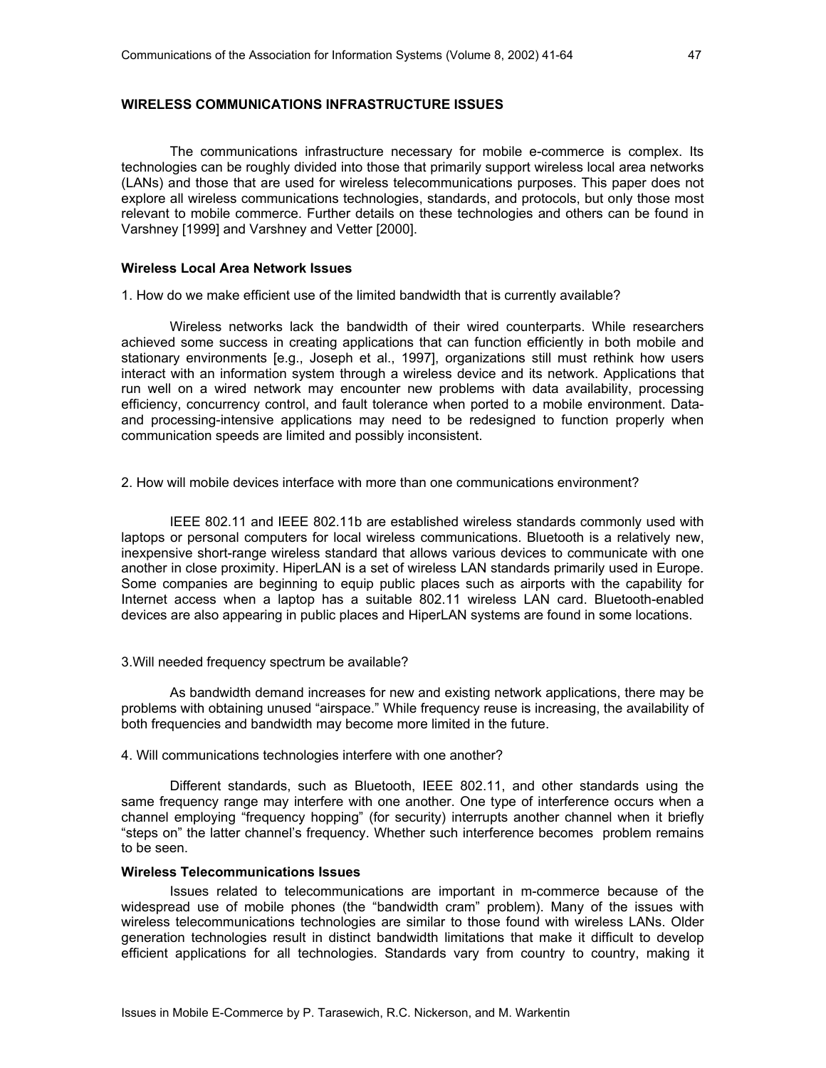## WIRELESS COMMUNICATIONS INFRASTRUCTURE ISSUES

The communications infrastructure necessary for mobile e-commerce is complex. Its technologies can be roughly divided into those that primarily support wireless local area networks (LANs) and those that are used for wireless telecommunications purposes. This paper does not explore all wireless communications technologies, standards, and protocols, but only those most relevant to mobile commerce. Further details on these technologies and others can be found in Varshney [1999] and Varshney and Vetter [2000].

### Wireless Local Area Network Issues

1. How do we make efficient use of the limited bandwidth that is currently available?

Wireless networks lack the bandwidth of their wired counterparts. While researchers achieved some success in creating applications that can function efficiently in both mobile and stationary environments [e.g., Joseph et al., 1997], organizations still must rethink how users interact with an information system through a wireless device and its network. Applications that run well on a wired network may encounter new problems with data availability, processing efficiency, concurrency control, and fault tolerance when ported to a mobile environment. Data- and processing-intensive applications may need to be redesigned to function properly when communication speeds are limited and possibly inconsistent.

2. How will mobile devices interface with more than one communications environment?

IEEE 802.11 and IEEE 802.11b are established wireless standards commonly used with laptops or personal computers for local wireless communications. Bluetooth is a relatively new, inexpensive short-range wireless standard that allows various devices to communicate with one another in close proximity. HiperLAN is a set of wireless LAN standards primarily used in Europe. Some companies are beginning to equip public places such as airports with the capability for Internet access when a laptop has a suitable 802.11 wireless LAN card. Bluetooth-enabled devices are also appearing in public places and HiperLAN systems are found in some locations.

3.Will needed frequency spectrum be available?

As bandwidth demand increases for new and existing network applications, there may be problems with obtaining unused "airspace." While frequency reuse is increasing, the availability of both frequencies and bandwidth may become more limited in the future.

4. Will communications technologies interfere with one another?

Different standards, such as Bluetooth, IEEE 802.11, and other standards using the same frequency range may interfere with one another. One type of interference occurs when a channel employing "frequency hopping" (for security) interrupts another channel when it briefly "steps on" the latter channel's frequency. Whether such interference becomes problem remains to be seen.

### Wireless Telecommunications Issues

Issues related to telecommunications are important in m-commerce because of the widespread use of mobile phones (the "bandwidth cram" problem). Many of the issues with wireless telecommunications technologies are similar to those found with wireless LANs. Older generation technologies result in distinct bandwidth limitations that make it difficult to develop efficient applications for all technologies. Standards vary from country to country, making it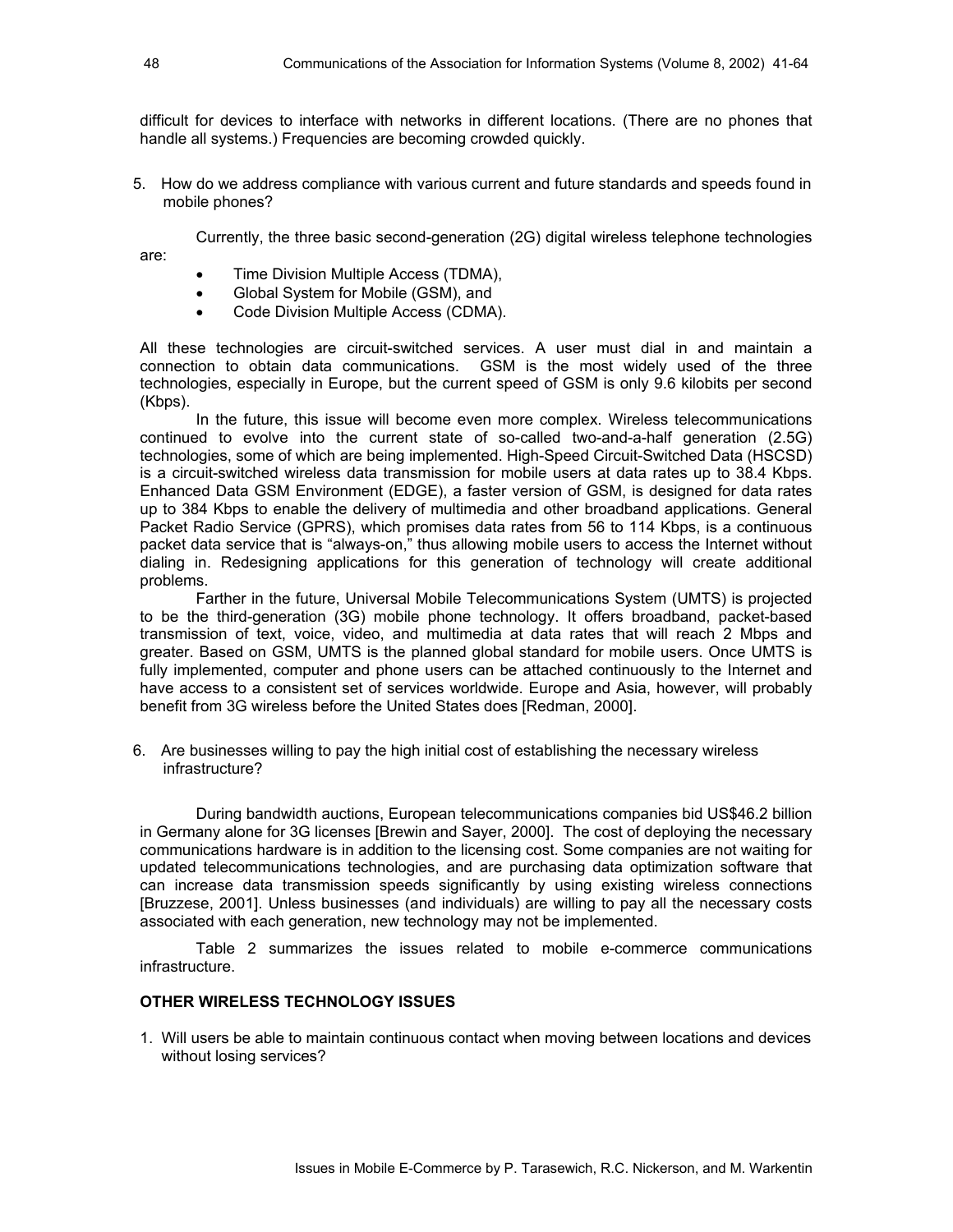difficult for devices to interface with networks in different locations. (There are no phones that handle all systems.) Frequencies are becoming crowded quickly.

5. How do we address compliance with various current and future standards and speeds found in mobile phones?

Currently, the three basic second-generation (2G) digital wireless telephone technologies are:

- Time Division Multiple Access (TDMA),
- Global System for Mobile (GSM), and
- Code Division Multiple Access (CDMA).

All these technologies are circuit-switched services. A user must dial in and maintain a connection to obtain data communications. GSM is the most widely used of the three technologies, especially in Europe, but the current speed of GSM is only 9.6 kilobits per second (Kbps).

In the future, this issue will become even more complex. Wireless telecommunications continued to evolve into the current state of so-called two-and-a-half generation (2.5G) technologies, some of which are being implemented. High-Speed Circuit-Switched Data (HSCSD) is a circuit-switched wireless data transmission for mobile users at data rates up to 38.4 Kbps. Enhanced Data GSM Environment (EDGE), a faster version of GSM, is designed for data rates up to 384 Kbps to enable the delivery of multimedia and other broadband applications. General Packet Radio Service (GPRS), which promises data rates from 56 to 114 Kbps, is a continuous packet data service that is "always-on," thus allowing mobile users to access the Internet without dialing in. Redesigning applications for this generation of technology will create additional problems.

Farther in the future, Universal Mobile Telecommunications System (UMTS) is projected to be the third-generation (3G) mobile phone technology. It offers broadband, packet-based transmission of text, voice, video, and multimedia at data rates that will reach 2 Mbps and greater. Based on GSM, UMTS is the planned global standard for mobile users. Once UMTS is fully implemented, computer and phone users can be attached continuously to the Internet and have access to a consistent set of services worldwide. Europe and Asia, however, will probably benefit from 3G wireless before the United States does [Redman, 2000].

6. Are businesses willing to pay the high initial cost of establishing the necessary wireless infrastructure?

During bandwidth auctions, European telecommunications companies bid US$46.2 billion in Germany alone for 3G licenses [Brewin and Sayer, 2000]. The cost of deploying the necessary communications hardware is in addition to the licensing cost. Some companies are not waiting for updated telecommunications technologies, and are purchasing data optimization software that can increase data transmission speeds significantly by using existing wireless connections [Bruzzese, 2001]. Unless businesses (and individuals) are willing to pay all the necessary costs associated with each generation, new technology may not be implemented.

Table 2 summarizes the issues related to mobile e-commerce communications infrastructure.

### OTHER WIRELESS TECHNOLOGY ISSUES

1. Will users be able to maintain continuous contact when moving between locations and devices without losing services?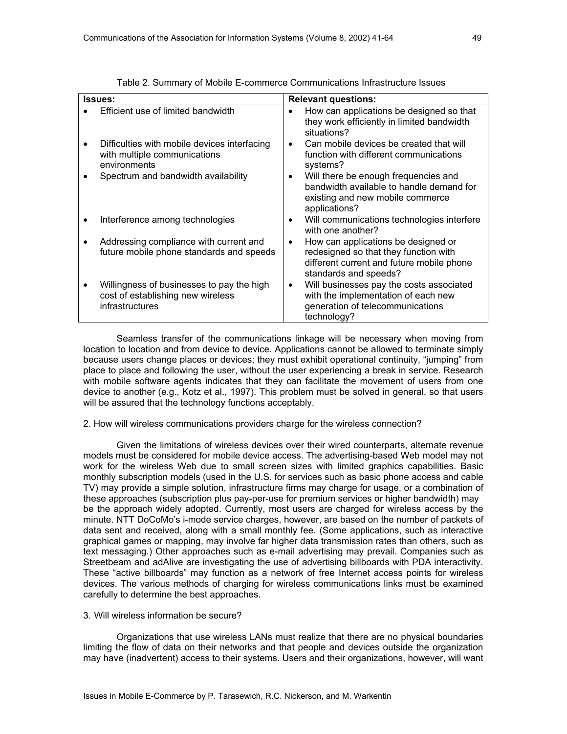Table 2. Summary of Mobile E-commerce Communications Infrastructure Issues

| Issues: | Relevant questions: |
|---|---|
| • Efficient use of limited bandwidth | • How can applications be designed so that they work efficiently in limited bandwidth situations? |
| • Difficulties with mobile devices interfacing with multiple communications environments | • Can mobile devices be created that will function with different communications systems? |
| • Spectrum and bandwidth availability | • Will there be enough frequencies and bandwidth available to handle demand for existing and new mobile commerce applications? |
| • Interference among technologies | • Will communications technologies interfere with one another? |
| • Addressing compliance with current and future mobile phone standards and speeds | • How can applications be designed or redesigned so that they function with different current and future mobile phone standards and speeds? |
| • Willingness of businesses to pay the high cost of establishing new wireless infrastructures | • Will businesses pay the costs associated with the implementation of each new generation of telecommunications technology? |

Seamless transfer of the communications linkage will be necessary when moving from location to location and from device to device. Applications cannot be allowed to terminate simply because users change places or devices; they must exhibit operational continuity, "jumping" from place to place and following the user, without the user experiencing a break in service. Research with mobile software agents indicates that they can facilitate the movement of users from one device to another (e.g., Kotz et al., 1997). This problem must be solved in general, so that users will be assured that the technology functions acceptably.

2. How will wireless communications providers charge for the wireless connection?

Given the limitations of wireless devices over their wired counterparts, alternate revenue models must be considered for mobile device access. The advertising-based Web model may not work for the wireless Web due to small screen sizes with limited graphics capabilities. Basic monthly subscription models (used in the U.S. for services such as basic phone access and cable TV) may provide a simple solution, infrastructure firms may charge for usage, or a combination of these approaches (subscription plus pay-per-use for premium services or higher bandwidth) may be the approach widely adopted. Currently, most users are charged for wireless access by the minute. NTT DoCoMo's i-mode service charges, however, are based on the number of packets of data sent and received, along with a small monthly fee. (Some applications, such as interactive graphical games or mapping, may involve far higher data transmission rates than others, such as text messaging.) Other approaches such as e-mail advertising may prevail. Companies such as Streetbeam and adAlive are investigating the use of advertising billboards with PDA interactivity. These "active billboards" may function as a network of free Internet access points for wireless devices. The various methods of charging for wireless communications links must be examined carefully to determine the best approaches.

3. Will wireless information be secure?

Organizations that use wireless LANs must realize that there are no physical boundaries limiting the flow of data on their networks and that people and devices outside the organization may have (inadvertent) access to their systems. Users and their organizations, however, will want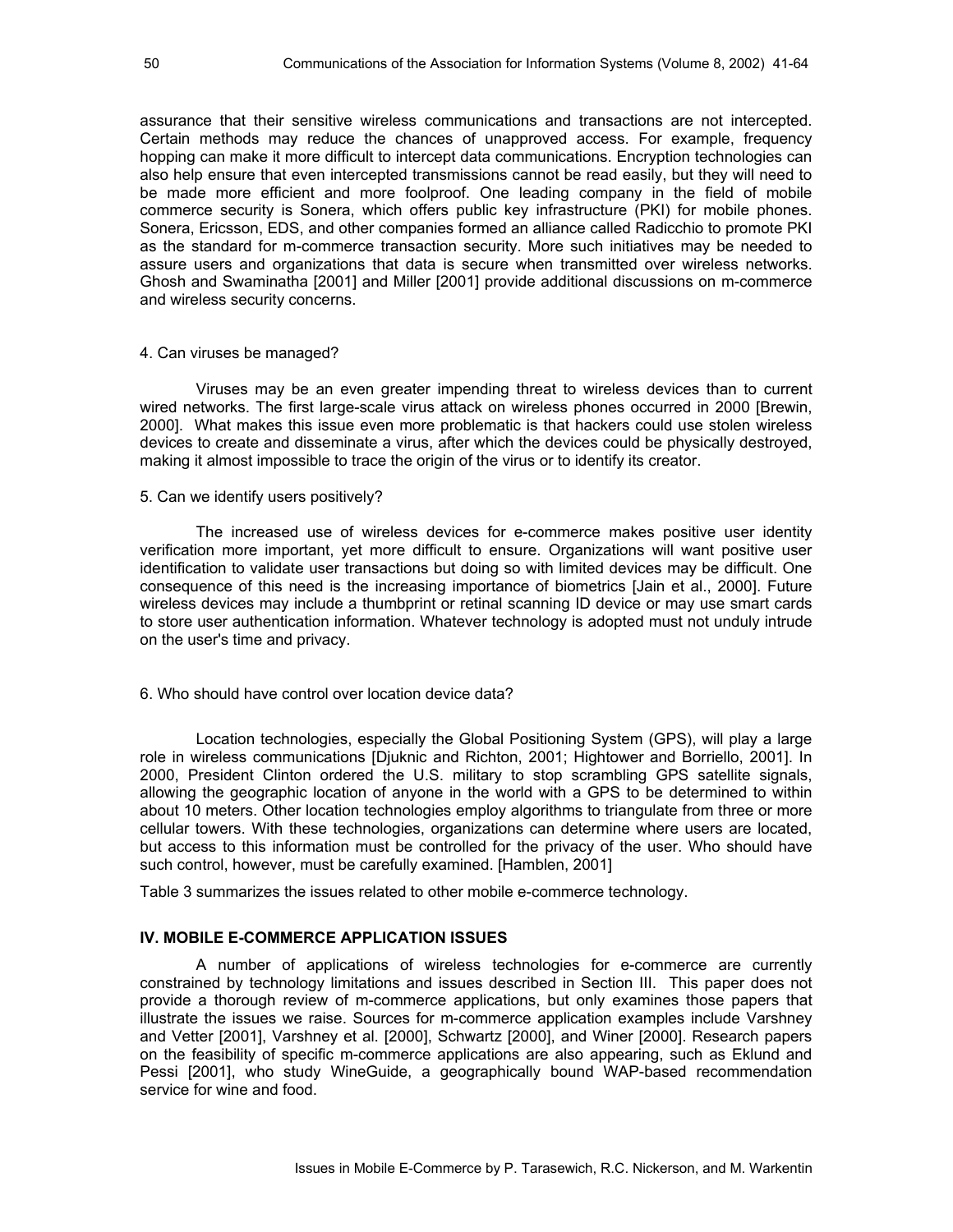assurance that their sensitive wireless communications and transactions are not intercepted. Certain methods may reduce the chances of unapproved access. For example, frequency hopping can make it more difficult to intercept data communications. Encryption technologies can also help ensure that even intercepted transmissions cannot be read easily, but they will need to be made more efficient and more foolproof. One leading company in the field of mobile commerce security is Sonera, which offers public key infrastructure (PKI) for mobile phones. Sonera, Ericsson, EDS, and other companies formed an alliance called Radicchio to promote PKI as the standard for m-commerce transaction security. More such initiatives may be needed to assure users and organizations that data is secure when transmitted over wireless networks. Ghosh and Swaminatha [2001] and Miller [2001] provide additional discussions on m-commerce and wireless security concerns.

4. Can viruses be managed?

Viruses may be an even greater impending threat to wireless devices than to current wired networks. The first large-scale virus attack on wireless phones occurred in 2000 [Brewin, 2000]. What makes this issue even more problematic is that hackers could use stolen wireless devices to create and disseminate a virus, after which the devices could be physically destroyed, making it almost impossible to trace the origin of the virus or to identify its creator.

5. Can we identify users positively?

The increased use of wireless devices for e-commerce makes positive user identity verification more important, yet more difficult to ensure. Organizations will want positive user identification to validate user transactions but doing so with limited devices may be difficult. One consequence of this need is the increasing importance of biometrics [Jain et al., 2000]. Future wireless devices may include a thumbprint or retinal scanning ID device or may use smart cards to store user authentication information. Whatever technology is adopted must not unduly intrude on the user's time and privacy.

6. Who should have control over location device data?

Location technologies, especially the Global Positioning System (GPS), will play a large role in wireless communications [Djuknic and Richton, 2001; Hightower and Borriello, 2001]. In 2000, President Clinton ordered the U.S. military to stop scrambling GPS satellite signals, allowing the geographic location of anyone in the world with a GPS to be determined to within about 10 meters. Other location technologies employ algorithms to triangulate from three or more cellular towers. With these technologies, organizations can determine where users are located, but access to this information must be controlled for the privacy of the user. Who should have such control, however, must be carefully examined. [Hamblen, 2001]

Table 3 summarizes the issues related to other mobile e-commerce technology.

## IV. MOBILE E-COMMERCE APPLICATION ISSUES

A number of applications of wireless technologies for e-commerce are currently constrained by technology limitations and issues described in Section III. This paper does not provide a thorough review of m-commerce applications, but only examines those papers that illustrate the issues we raise. Sources for m-commerce application examples include Varshney and Vetter [2001], Varshney et al. [2000], Schwartz [2000], and Winer [2000]. Research papers on the feasibility of specific m-commerce applications are also appearing, such as Eklund and Pessi [2001], who study WineGuide, a geographically bound WAP-based recommendation service for wine and food.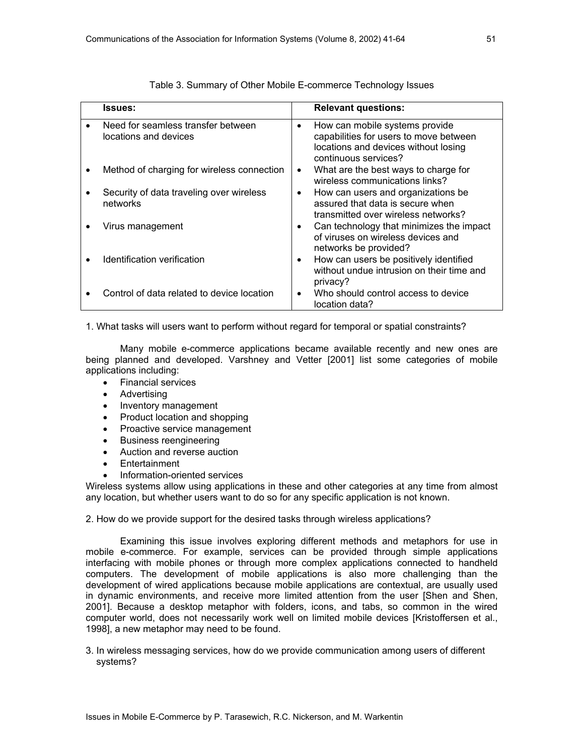Table 3. Summary of Other Mobile E-commerce Technology Issues

| Issues: | Relevant questions: |
|---|---|
| • Need for seamless transfer between locations and devices | • How can mobile systems provide capabilities for users to move between locations and devices without losing continuous services? |
| • Method of charging for wireless connection | • What are the best ways to charge for wireless communications links? |
| • Security of data traveling over wireless networks | • How can users and organizations be assured that data is secure when transmitted over wireless networks? |
| • Virus management | • Can technology that minimizes the impact of viruses on wireless devices and networks be provided? |
| • Identification verification | • How can users be positively identified without undue intrusion on their time and privacy? |
| • Control of data related to device location | • Who should control access to device location data? |

1. What tasks will users want to perform without regard for temporal or spatial constraints?

Many mobile e-commerce applications became available recently and new ones are being planned and developed. Varshney and Vetter [2001] list some categories of mobile applications including:

- Financial services
- Advertising
- Inventory management
- Product location and shopping
- Proactive service management
- Business reengineering
- Auction and reverse auction
- Entertainment
- Information-oriented services

Wireless systems allow using applications in these and other categories at any time from almost any location, but whether users want to do so for any specific application is not known.

2. How do we provide support for the desired tasks through wireless applications?

Examining this issue involves exploring different methods and metaphors for use in mobile e-commerce. For example, services can be provided through simple applications interfacing with mobile phones or through more complex applications connected to handheld computers. The development of mobile applications is also more challenging than the development of wired applications because mobile applications are contextual, are usually used in dynamic environments, and receive more limited attention from the user [Shen and Shen, 2001]. Because a desktop metaphor with folders, icons, and tabs, so common in the wired computer world, does not necessarily work well on limited mobile devices [Kristoffersen et al., 1998], a new metaphor may need to be found.

3. In wireless messaging services, how do we provide communication among users of different systems?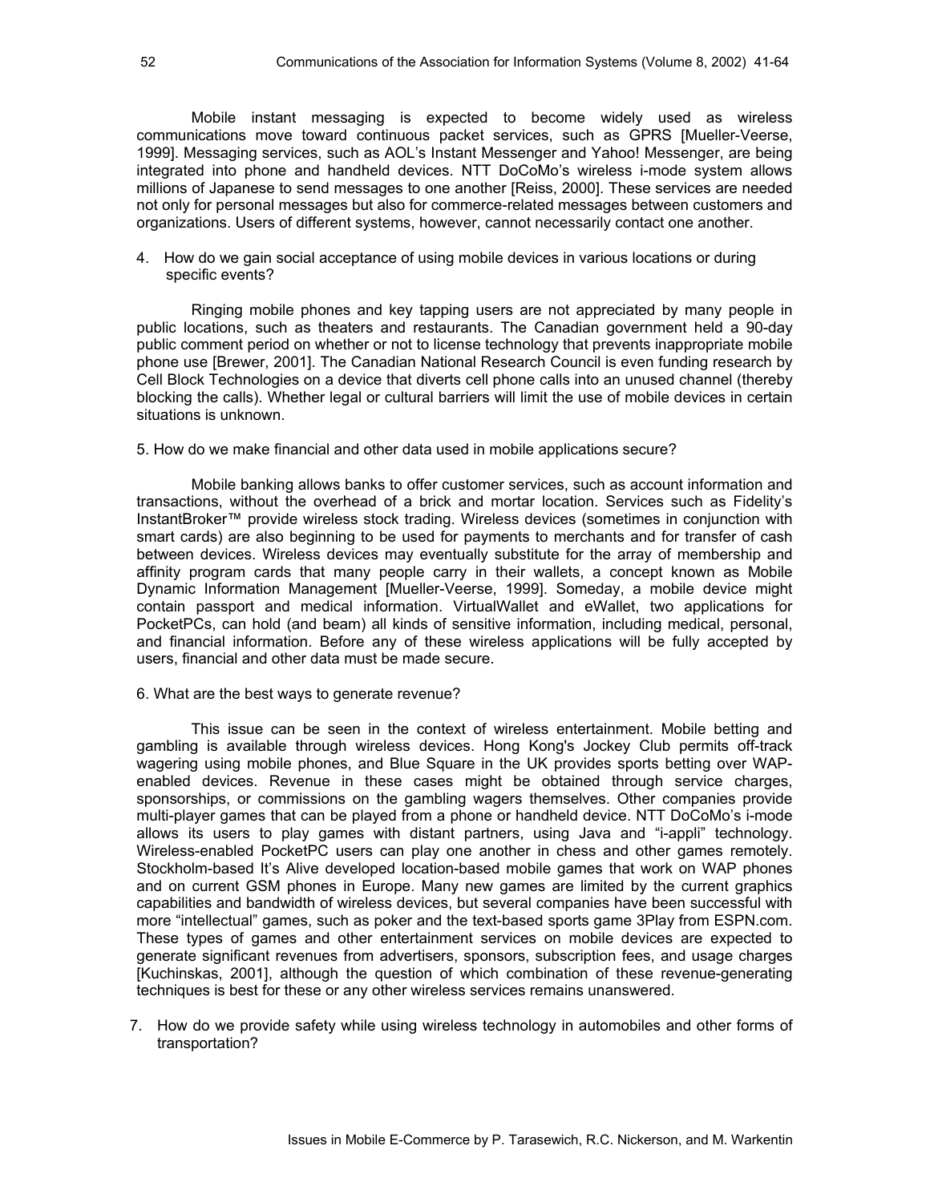Mobile instant messaging is expected to become widely used as wireless communications move toward continuous packet services, such as GPRS [Mueller-Veerse, 1999]. Messaging services, such as AOL's Instant Messenger and Yahoo! Messenger, are being integrated into phone and handheld devices. NTT DoCoMo's wireless i-mode system allows millions of Japanese to send messages to one another [Reiss, 2000]. These services are needed not only for personal messages but also for commerce-related messages between customers and organizations. Users of different systems, however, cannot necessarily contact one another.

4. How do we gain social acceptance of using mobile devices in various locations or during specific events?

Ringing mobile phones and key tapping users are not appreciated by many people in public locations, such as theaters and restaurants. The Canadian government held a 90-day public comment period on whether or not to license technology that prevents inappropriate mobile phone use [Brewer, 2001]. The Canadian National Research Council is even funding research by Cell Block Technologies on a device that diverts cell phone calls into an unused channel (thereby blocking the calls). Whether legal or cultural barriers will limit the use of mobile devices in certain situations is unknown.

5. How do we make financial and other data used in mobile applications secure?

Mobile banking allows banks to offer customer services, such as account information and transactions, without the overhead of a brick and mortar location. Services such as Fidelity's InstantBroker™ provide wireless stock trading. Wireless devices (sometimes in conjunction with smart cards) are also beginning to be used for payments to merchants and for transfer of cash between devices. Wireless devices may eventually substitute for the array of membership and affinity program cards that many people carry in their wallets, a concept known as Mobile Dynamic Information Management [Mueller-Veerse, 1999]. Someday, a mobile device might contain passport and medical information. VirtualWallet and eWallet, two applications for PocketPCs, can hold (and beam) all kinds of sensitive information, including medical, personal, and financial information. Before any of these wireless applications will be fully accepted by users, financial and other data must be made secure.

6. What are the best ways to generate revenue?

This issue can be seen in the context of wireless entertainment. Mobile betting and gambling is available through wireless devices. Hong Kong's Jockey Club permits off-track wagering using mobile phones, and Blue Square in the UK provides sports betting over WAP-enabled devices. Revenue in these cases might be obtained through service charges, sponsorships, or commissions on the gambling wagers themselves. Other companies provide multi-player games that can be played from a phone or handheld device. NTT DoCoMo's i-mode allows its users to play games with distant partners, using Java and "i-appli" technology. Wireless-enabled PocketPC users can play one another in chess and other games remotely. Stockholm-based It's Alive developed location-based mobile games that work on WAP phones and on current GSM phones in Europe. Many new games are limited by the current graphics capabilities and bandwidth of wireless devices, but several companies have been successful with more "intellectual" games, such as poker and the text-based sports game 3Play from ESPN.com. These types of games and other entertainment services on mobile devices are expected to generate significant revenues from advertisers, sponsors, subscription fees, and usage charges [Kuchinskas, 2001], although the question of which combination of these revenue-generating techniques is best for these or any other wireless services remains unanswered.

7. How do we provide safety while using wireless technology in automobiles and other forms of transportation?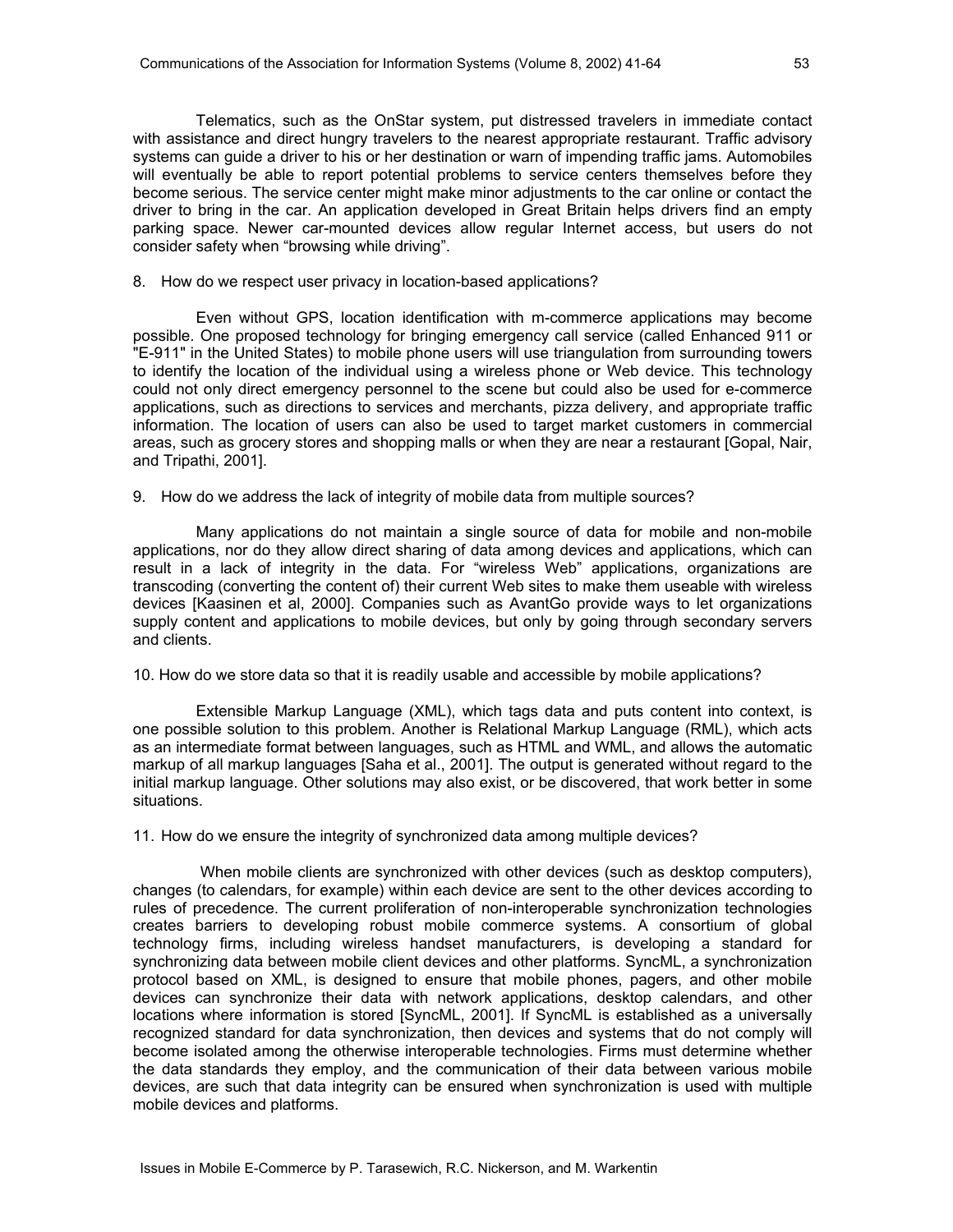Telematics, such as the OnStar system, put distressed travelers in immediate contact with assistance and direct hungry travelers to the nearest appropriate restaurant. Traffic advisory systems can guide a driver to his or her destination or warn of impending traffic jams. Automobiles will eventually be able to report potential problems to service centers themselves before they become serious. The service center might make minor adjustments to the car online or contact the driver to bring in the car. An application developed in Great Britain helps drivers find an empty parking space. Newer car-mounted devices allow regular Internet access, but users do not consider safety when "browsing while driving".

8. How do we respect user privacy in location-based applications?

Even without GPS, location identification with m-commerce applications may become possible. One proposed technology for bringing emergency call service (called Enhanced 911 or "E-911" in the United States) to mobile phone users will use triangulation from surrounding towers to identify the location of the individual using a wireless phone or Web device. This technology could not only direct emergency personnel to the scene but could also be used for e-commerce applications, such as directions to services and merchants, pizza delivery, and appropriate traffic information. The location of users can also be used to target market customers in commercial areas, such as grocery stores and shopping malls or when they are near a restaurant [Gopal, Nair, and Tripathi, 2001].

9. How do we address the lack of integrity of mobile data from multiple sources?

Many applications do not maintain a single source of data for mobile and non-mobile applications, nor do they allow direct sharing of data among devices and applications, which can result in a lack of integrity in the data. For "wireless Web" applications, organizations are transcoding (converting the content of) their current Web sites to make them useable with wireless devices [Kaasinen et al, 2000]. Companies such as AvantGo provide ways to let organizations supply content and applications to mobile devices, but only by going through secondary servers and clients.

10. How do we store data so that it is readily usable and accessible by mobile applications?

Extensible Markup Language (XML), which tags data and puts content into context, is one possible solution to this problem. Another is Relational Markup Language (RML), which acts as an intermediate format between languages, such as HTML and WML, and allows the automatic markup of all markup languages [Saha et al., 2001]. The output is generated without regard to the initial markup language. Other solutions may also exist, or be discovered, that work better in some situations.

11. How do we ensure the integrity of synchronized data among multiple devices?

When mobile clients are synchronized with other devices (such as desktop computers), changes (to calendars, for example) within each device are sent to the other devices according to rules of precedence. The current proliferation of non-interoperable synchronization technologies creates barriers to developing robust mobile commerce systems. A consortium of global technology firms, including wireless handset manufacturers, is developing a standard for synchronizing data between mobile client devices and other platforms. SyncML, a synchronization protocol based on XML, is designed to ensure that mobile phones, pagers, and other mobile devices can synchronize their data with network applications, desktop calendars, and other locations where information is stored [SyncML, 2001]. If SyncML is established as a universally recognized standard for data synchronization, then devices and systems that do not comply will become isolated among the otherwise interoperable technologies. Firms must determine whether the data standards they employ, and the communication of their data between various mobile devices, are such that data integrity can be ensured when synchronization is used with multiple mobile devices and platforms.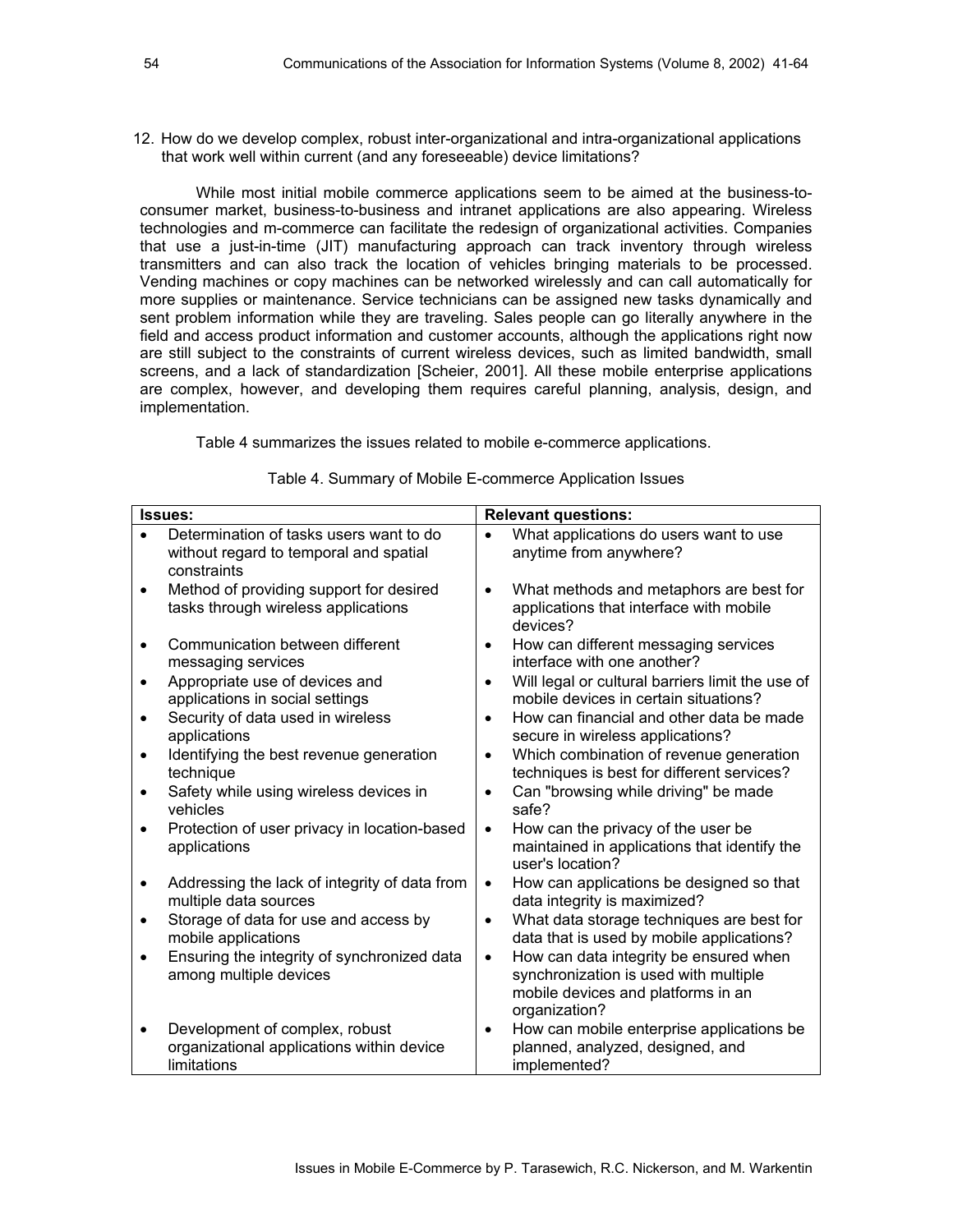12. How do we develop complex, robust inter-organizational and intra-organizational applications that work well within current (and any foreseeable) device limitations?

While most initial mobile commerce applications seem to be aimed at the business-to-consumer market, business-to-business and intranet applications are also appearing. Wireless technologies and m-commerce can facilitate the redesign of organizational activities. Companies that use a just-in-time (JIT) manufacturing approach can track inventory through wireless transmitters and can also track the location of vehicles bringing materials to be processed. Vending machines or copy machines can be networked wirelessly and can call automatically for more supplies or maintenance. Service technicians can be assigned new tasks dynamically and sent problem information while they are traveling. Sales people can go literally anywhere in the field and access product information and customer accounts, although the applications right now are still subject to the constraints of current wireless devices, such as limited bandwidth, small screens, and a lack of standardization [Scheier, 2001]. All these mobile enterprise applications are complex, however, and developing them requires careful planning, analysis, design, and implementation.

Table 4 summarizes the issues related to mobile e-commerce applications.

Table 4. Summary of Mobile E-commerce Application Issues

| Issues: | Relevant questions: |
|---|---|
| • Determination of tasks users want to do without regard to temporal and spatial constraints | • What applications do users want to use anytime from anywhere? |
| • Method of providing support for desired tasks through wireless applications | • What methods and metaphors are best for applications that interface with mobile devices? |
| • Communication between different messaging services | • How can different messaging services interface with one another? |
| • Appropriate use of devices and applications in social settings | • Will legal or cultural barriers limit the use of mobile devices in certain situations? |
| • Security of data used in wireless applications | • How can financial and other data be made secure in wireless applications? |
| • Identifying the best revenue generation technique | • Which combination of revenue generation techniques is best for different services? |
| • Safety while using wireless devices in vehicles | • Can "browsing while driving" be made safe? |
| • Protection of user privacy in location-based applications | • How can the privacy of the user be maintained in applications that identify the user's location? |
| • Addressing the lack of integrity of data from multiple data sources | • How can applications be designed so that data integrity is maximized? |
| • Storage of data for use and access by mobile applications | • What data storage techniques are best for data that is used by mobile applications? |
| • Ensuring the integrity of synchronized data among multiple devices | • How can data integrity be ensured when synchronization is used with multiple mobile devices and platforms in an organization? |
| • Development of complex, robust organizational applications within device limitations | • How can mobile enterprise applications be planned, analyzed, designed, and implemented? |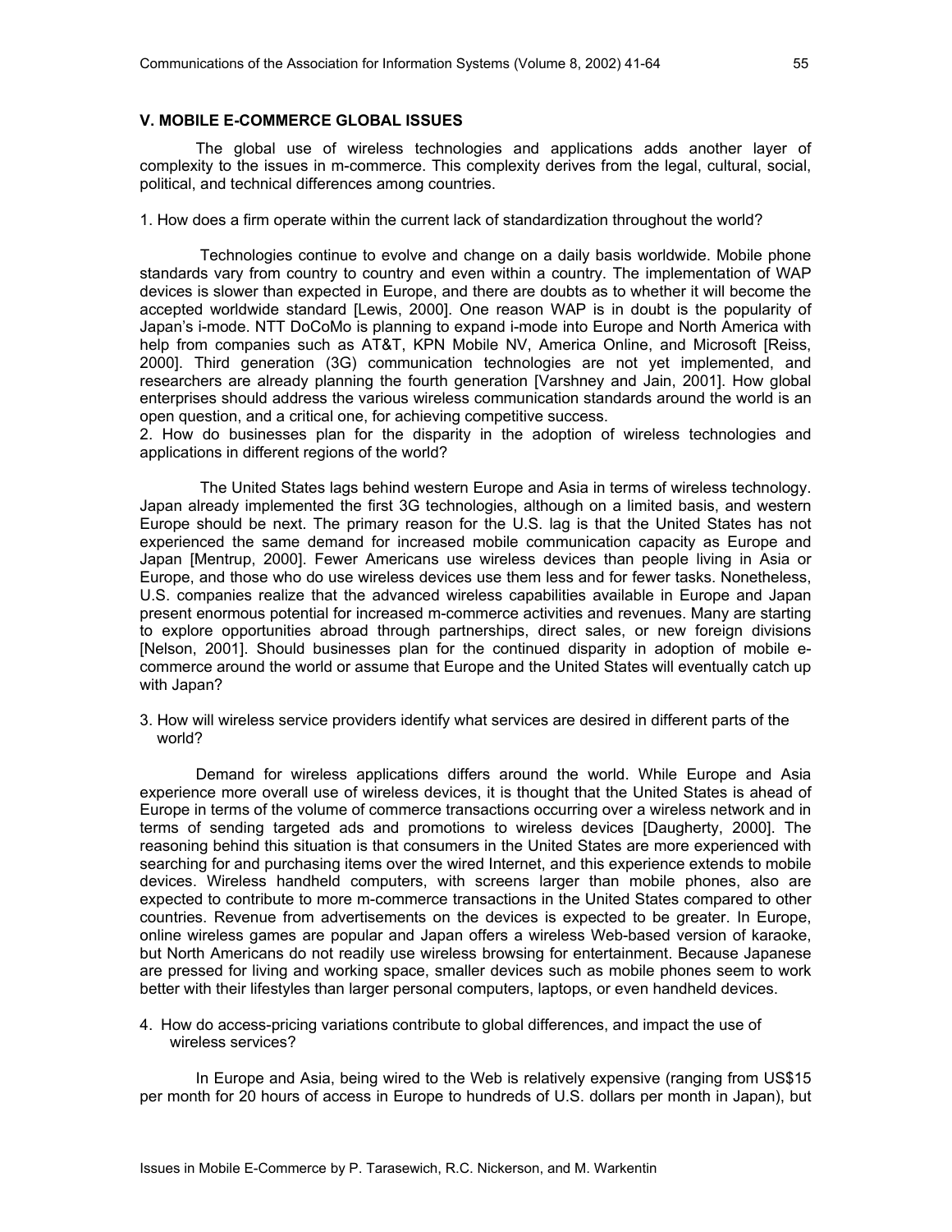## V. MOBILE E-COMMERCE GLOBAL ISSUES

The global use of wireless technologies and applications adds another layer of complexity to the issues in m-commerce. This complexity derives from the legal, cultural, social, political, and technical differences among countries.

1. How does a firm operate within the current lack of standardization throughout the world?

Technologies continue to evolve and change on a daily basis worldwide. Mobile phone standards vary from country to country and even within a country. The implementation of WAP devices is slower than expected in Europe, and there are doubts as to whether it will become the accepted worldwide standard [Lewis, 2000]. One reason WAP is in doubt is the popularity of Japan's i-mode. NTT DoCoMo is planning to expand i-mode into Europe and North America with help from companies such as AT&T, KPN Mobile NV, America Online, and Microsoft [Reiss, 2000]. Third generation (3G) communication technologies are not yet implemented, and researchers are already planning the fourth generation [Varshney and Jain, 2001]. How global enterprises should address the various wireless communication standards around the world is an open question, and a critical one, for achieving competitive success.

2. How do businesses plan for the disparity in the adoption of wireless technologies and applications in different regions of the world?

The United States lags behind western Europe and Asia in terms of wireless technology. Japan already implemented the first 3G technologies, although on a limited basis, and western Europe should be next. The primary reason for the U.S. lag is that the United States has not experienced the same demand for increased mobile communication capacity as Europe and Japan [Mentrup, 2000]. Fewer Americans use wireless devices than people living in Asia or Europe, and those who do use wireless devices use them less and for fewer tasks. Nonetheless, U.S. companies realize that the advanced wireless capabilities available in Europe and Japan present enormous potential for increased m-commerce activities and revenues. Many are starting to explore opportunities abroad through partnerships, direct sales, or new foreign divisions [Nelson, 2001]. Should businesses plan for the continued disparity in adoption of mobile e-commerce around the world or assume that Europe and the United States will eventually catch up with Japan?

3. How will wireless service providers identify what services are desired in different parts of the world?

Demand for wireless applications differs around the world. While Europe and Asia experience more overall use of wireless devices, it is thought that the United States is ahead of Europe in terms of the volume of commerce transactions occurring over a wireless network and in terms of sending targeted ads and promotions to wireless devices [Daugherty, 2000]. The reasoning behind this situation is that consumers in the United States are more experienced with searching for and purchasing items over the wired Internet, and this experience extends to mobile devices. Wireless handheld computers, with screens larger than mobile phones, also are expected to contribute to more m-commerce transactions in the United States compared to other countries. Revenue from advertisements on the devices is expected to be greater. In Europe, online wireless games are popular and Japan offers a wireless Web-based version of karaoke, but North Americans do not readily use wireless browsing for entertainment. Because Japanese are pressed for living and working space, smaller devices such as mobile phones seem to work better with their lifestyles than larger personal computers, laptops, or even handheld devices.

4. How do access-pricing variations contribute to global differences, and impact the use of wireless services?

In Europe and Asia, being wired to the Web is relatively expensive (ranging from US$15 per month for 20 hours of access in Europe to hundreds of U.S. dollars per month in Japan), but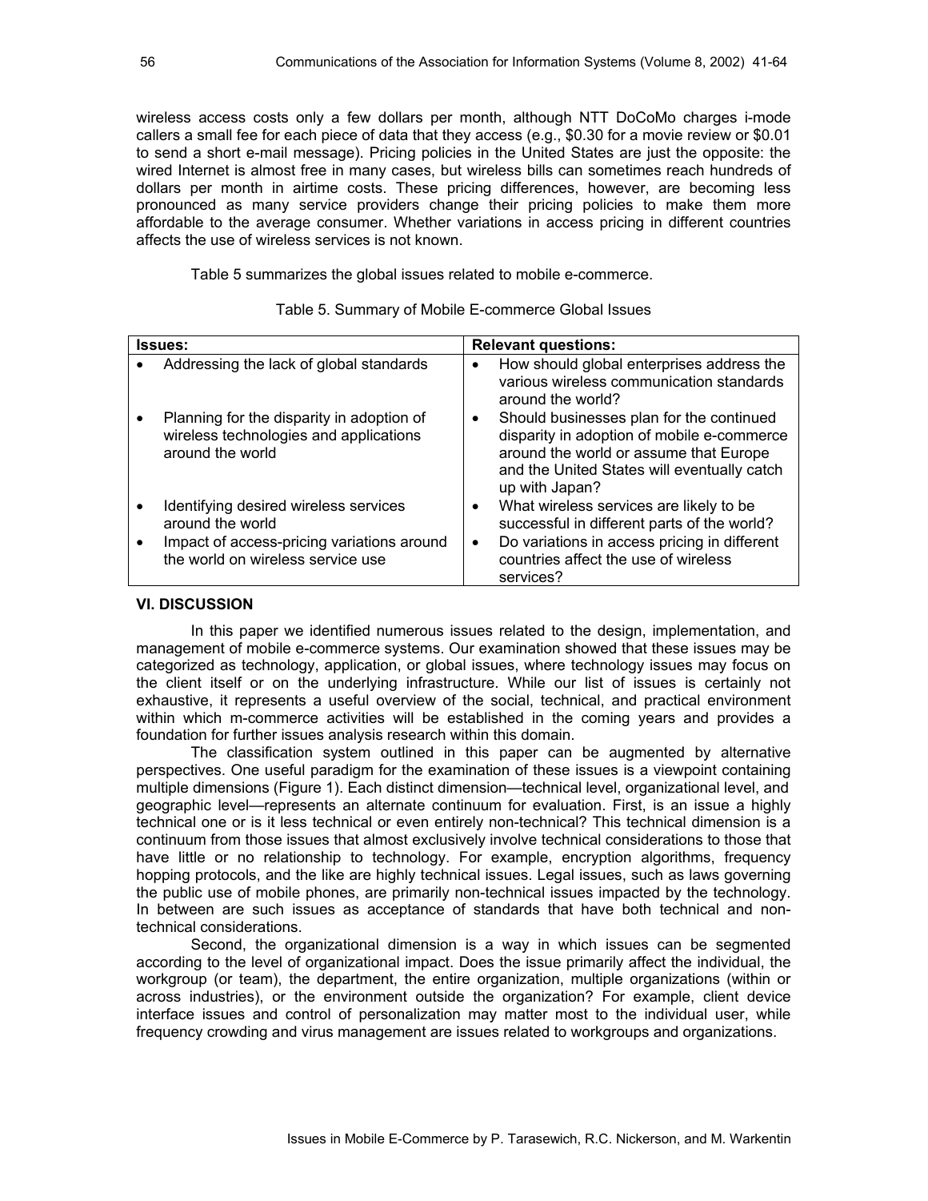wireless access costs only a few dollars per month, although NTT DoCoMo charges i-mode callers a small fee for each piece of data that they access (e.g., $0.30 for a movie review or $0.01 to send a short e-mail message). Pricing policies in the United States are just the opposite: the wired Internet is almost free in many cases, but wireless bills can sometimes reach hundreds of dollars per month in airtime costs. These pricing differences, however, are becoming less pronounced as many service providers change their pricing policies to make them more affordable to the average consumer. Whether variations in access pricing in different countries affects the use of wireless services is not known.

Table 5 summarizes the global issues related to mobile e-commerce.

Table 5. Summary of Mobile E-commerce Global Issues

| Issues: | Relevant questions: |
|---|---|
| • Addressing the lack of global standards | • How should global enterprises address the various wireless communication standards around the world? |
| • Planning for the disparity in adoption of wireless technologies and applications around the world | • Should businesses plan for the continued disparity in adoption of mobile e-commerce around the world or assume that Europe and the United States will eventually catch up with Japan? |
| • Identifying desired wireless services around the world | • What wireless services are likely to be successful in different parts of the world? |
| • Impact of access-pricing variations around the world on wireless service use | • Do variations in access pricing in different countries affect the use of wireless services? |

## VI. DISCUSSION

In this paper we identified numerous issues related to the design, implementation, and management of mobile e-commerce systems. Our examination showed that these issues may be categorized as technology, application, or global issues, where technology issues may focus on the client itself or on the underlying infrastructure. While our list of issues is certainly not exhaustive, it represents a useful overview of the social, technical, and practical environment within which m-commerce activities will be established in the coming years and provides a foundation for further issues analysis research within this domain.

The classification system outlined in this paper can be augmented by alternative perspectives. One useful paradigm for the examination of these issues is a viewpoint containing multiple dimensions (Figure 1). Each distinct dimension—technical level, organizational level, and geographic level—represents an alternate continuum for evaluation. First, is an issue a highly technical one or is it less technical or even entirely non-technical? This technical dimension is a continuum from those issues that almost exclusively involve technical considerations to those that have little or no relationship to technology. For example, encryption algorithms, frequency hopping protocols, and the like are highly technical issues. Legal issues, such as laws governing the public use of mobile phones, are primarily non-technical issues impacted by the technology. In between are such issues as acceptance of standards that have both technical and non-technical considerations.

Second, the organizational dimension is a way in which issues can be segmented according to the level of organizational impact. Does the issue primarily affect the individual, the workgroup (or team), the department, the entire organization, multiple organizations (within or across industries), or the environment outside the organization? For example, client device interface issues and control of personalization may matter most to the individual user, while frequency crowding and virus management are issues related to workgroups and organizations.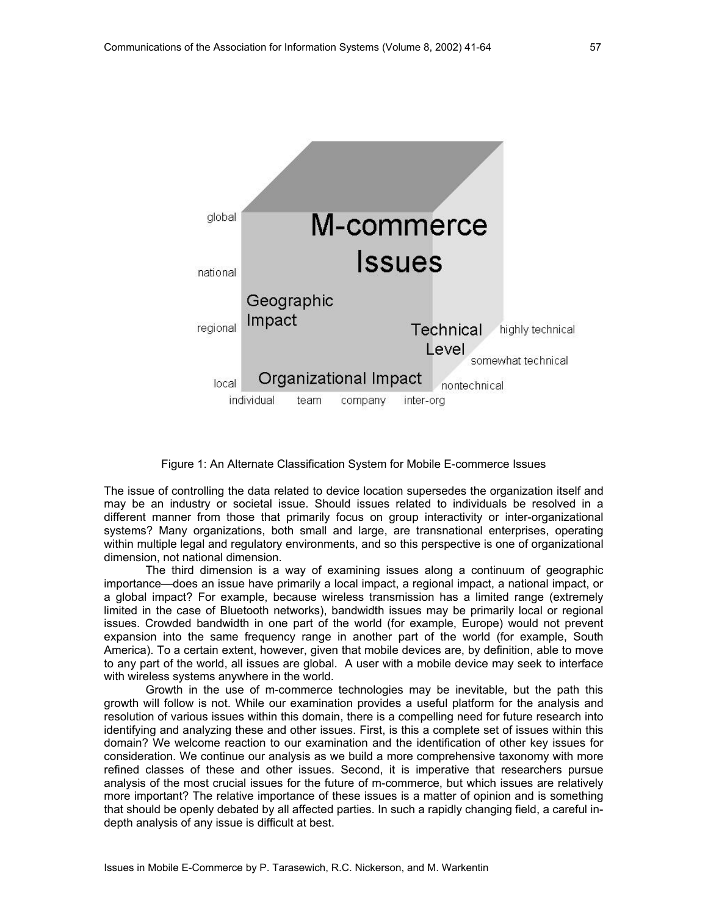Figure 1: An Alternate Classification System for Mobile E-commerce Issues

The issue of controlling the data related to device location supersedes the organization itself and may be an industry or societal issue. Should issues related to individuals be resolved in a different manner from those that primarily focus on group interactivity or inter-organizational systems? Many organizations, both small and large, are transnational enterprises, operating within multiple legal and regulatory environments, and so this perspective is one of organizational dimension, not national dimension.

The third dimension is a way of examining issues along a continuum of geographic importance—does an issue have primarily a local impact, a regional impact, a national impact, or a global impact? For example, because wireless transmission has a limited range (extremely limited in the case of Bluetooth networks), bandwidth issues may be primarily local or regional issues. Crowded bandwidth in one part of the world (for example, Europe) would not prevent expansion into the same frequency range in another part of the world (for example, South America). To a certain extent, however, given that mobile devices are, by definition, able to move to any part of the world, all issues are global. A user with a mobile device may seek to interface with wireless systems anywhere in the world.

Growth in the use of m-commerce technologies may be inevitable, but the path this growth will follow is not. While our examination provides a useful platform for the analysis and resolution of various issues within this domain, there is a compelling need for future research into identifying and analyzing these and other issues. First, is this a complete set of issues within this domain? We welcome reaction to our examination and the identification of other key issues for consideration. We continue our analysis as we build a more comprehensive taxonomy with more refined classes of these and other issues. Second, it is imperative that researchers pursue analysis of the most crucial issues for the future of m-commerce, but which issues are relatively more important? The relative importance of these issues is a matter of opinion and is something that should be openly debated by all affected parties. In such a rapidly changing field, a careful in-depth analysis of any issue is difficult at best.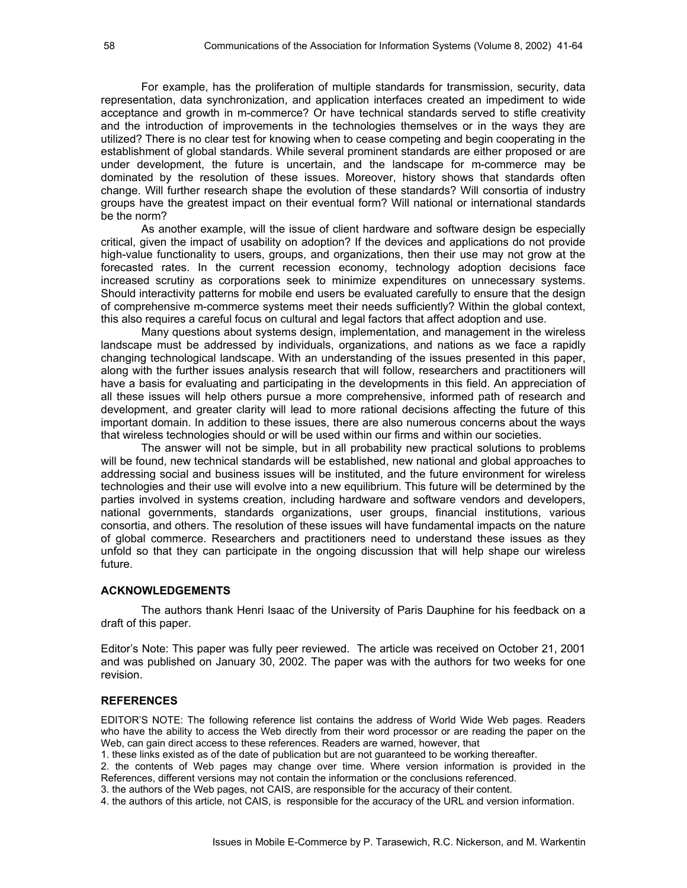For example, has the proliferation of multiple standards for transmission, security, data representation, data synchronization, and application interfaces created an impediment to wide acceptance and growth in m-commerce? Or have technical standards served to stifle creativity and the introduction of improvements in the technologies themselves or in the ways they are utilized? There is no clear test for knowing when to cease competing and begin cooperating in the establishment of global standards. While several prominent standards are either proposed or are under development, the future is uncertain, and the landscape for m-commerce may be dominated by the resolution of these issues. Moreover, history shows that standards often change. Will further research shape the evolution of these standards? Will consortia of industry groups have the greatest impact on their eventual form? Will national or international standards be the norm?

As another example, will the issue of client hardware and software design be especially critical, given the impact of usability on adoption? If the devices and applications do not provide high-value functionality to users, groups, and organizations, then their use may not grow at the forecasted rates. In the current recession economy, technology adoption decisions face increased scrutiny as corporations seek to minimize expenditures on unnecessary systems. Should interactivity patterns for mobile end users be evaluated carefully to ensure that the design of comprehensive m-commerce systems meet their needs sufficiently? Within the global context, this also requires a careful focus on cultural and legal factors that affect adoption and use.

Many questions about systems design, implementation, and management in the wireless landscape must be addressed by individuals, organizations, and nations as we face a rapidly changing technological landscape. With an understanding of the issues presented in this paper, along with the further issues analysis research that will follow, researchers and practitioners will have a basis for evaluating and participating in the developments in this field. An appreciation of all these issues will help others pursue a more comprehensive, informed path of research and development, and greater clarity will lead to more rational decisions affecting the future of this important domain. In addition to these issues, there are also numerous concerns about the ways that wireless technologies should or will be used within our firms and within our societies.

The answer will not be simple, but in all probability new practical solutions to problems will be found, new technical standards will be established, new national and global approaches to addressing social and business issues will be instituted, and the future environment for wireless technologies and their use will evolve into a new equilibrium. This future will be determined by the parties involved in systems creation, including hardware and software vendors and developers, national governments, standards organizations, user groups, financial institutions, various consortia, and others. The resolution of these issues will have fundamental impacts on the nature of global commerce. Researchers and practitioners need to understand these issues as they unfold so that they can participate in the ongoing discussion that will help shape our wireless future.

## ACKNOWLEDGEMENTS

The authors thank Henri Isaac of the University of Paris Dauphine for his feedback on a draft of this paper.

Editor's Note: This paper was fully peer reviewed. The article was received on October 21, 2001 and was published on January 30, 2002. The paper was with the authors for two weeks for one revision.

## REFERENCES

EDITOR'S NOTE: The following reference list contains the address of World Wide Web pages. Readers who have the ability to access the Web directly from their word processor or are reading the paper on the Web, can gain direct access to these references. Readers are warned, however, that

1. these links existed as of the date of publication but are not guaranteed to be working thereafter.
2. the contents of Web pages may change over time. Where version information is provided in the References, different versions may not contain the information or the conclusions referenced.
3. the authors of the Web pages, not CAIS, are responsible for the accuracy of their content.
4. the authors of this article, not CAIS, is responsible for the accuracy of the URL and version information.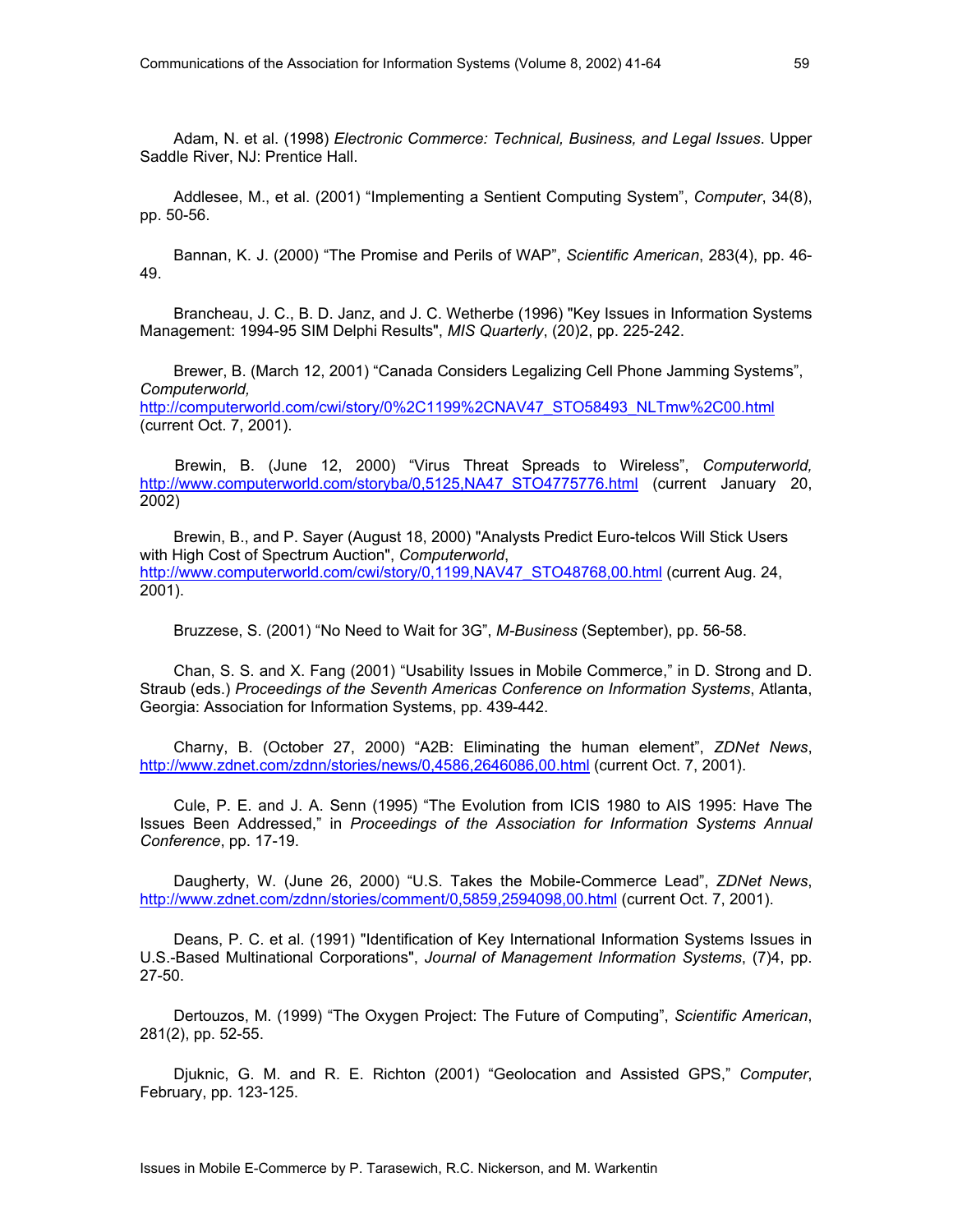Adam, N. et al. (1998) *Electronic Commerce: Technical, Business, and Legal Issues*. Upper Saddle River, NJ: Prentice Hall.

Addlesee, M., et al. (2001) "Implementing a Sentient Computing System", *Computer*, 34(8), pp. 50-56.

Bannan, K. J. (2000) "The Promise and Perils of WAP", *Scientific American*, 283(4), pp. 46-49.

Brancheau, J. C., B. D. Janz, and J. C. Wetherbe (1996) "Key Issues in Information Systems Management: 1994-95 SIM Delphi Results", *MIS Quarterly*, (20)2, pp. 225-242.

Brewer, B. (March 12, 2001) "Canada Considers Legalizing Cell Phone Jamming Systems", *Computerworld,* http://computerworld.com/cwi/story/0%2C1199%2CNAV47_STO58493_NLTmw%2C00.html (current Oct. 7, 2001).

Brewin, B. (June 12, 2000) "Virus Threat Spreads to Wireless", *Computerworld,* http://www.computerworld.com/storyba/0,5125,NA47_STO4775776.html (current January 20, 2002)

Brewin, B., and P. Sayer (August 18, 2000) "Analysts Predict Euro-telcos Will Stick Users with High Cost of Spectrum Auction", *Computerworld*, http://www.computerworld.com/cwi/story/0,1199,NAV47_STO48768,00.html (current Aug. 24, 2001).

Bruzzese, S. (2001) "No Need to Wait for 3G", *M-Business* (September), pp. 56-58.

Chan, S. S. and X. Fang (2001) "Usability Issues in Mobile Commerce," in D. Strong and D. Straub (eds.) *Proceedings of the Seventh Americas Conference on Information Systems*, Atlanta, Georgia: Association for Information Systems, pp. 439-442.

Charny, B. (October 27, 2000) "A2B: Eliminating the human element", *ZDNet News*, http://www.zdnet.com/zdnn/stories/news/0,4586,2646086,00.html (current Oct. 7, 2001).

Cule, P. E. and J. A. Senn (1995) "The Evolution from ICIS 1980 to AIS 1995: Have The Issues Been Addressed," in *Proceedings of the Association for Information Systems Annual Conference*, pp. 17-19.

Daugherty, W. (June 26, 2000) "U.S. Takes the Mobile-Commerce Lead", *ZDNet News*, http://www.zdnet.com/zdnn/stories/comment/0,5859,2594098,00.html (current Oct. 7, 2001).

Deans, P. C. et al. (1991) "Identification of Key International Information Systems Issues in U.S.-Based Multinational Corporations", *Journal of Management Information Systems*, (7)4, pp. 27-50.

Dertouzos, M. (1999) "The Oxygen Project: The Future of Computing", *Scientific American*, 281(2), pp. 52-55.

Djuknic, G. M. and R. E. Richton (2001) "Geolocation and Assisted GPS," *Computer*, February, pp. 123-125.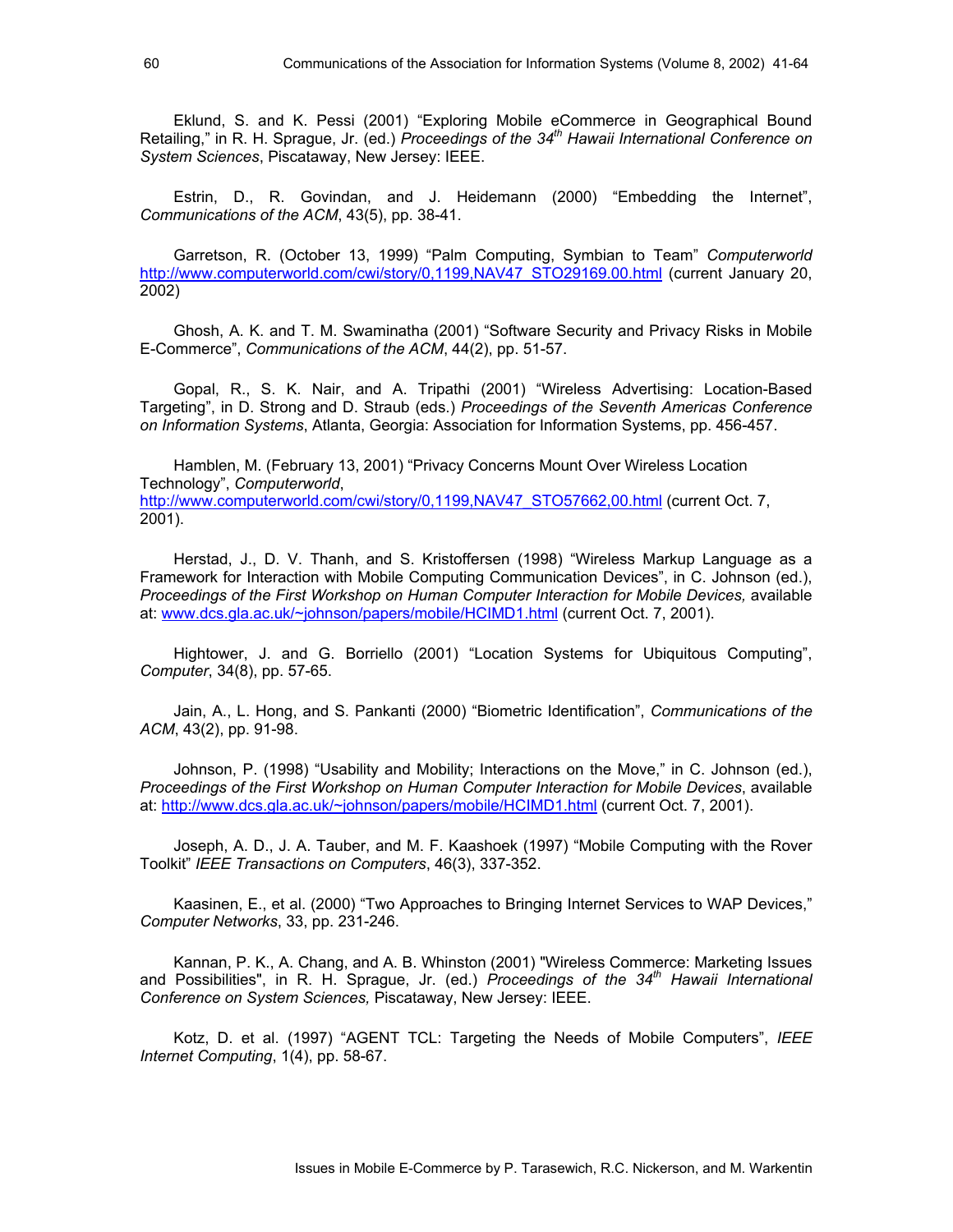Eklund, S. and K. Pessi (2001) "Exploring Mobile eCommerce in Geographical Bound Retailing," in R. H. Sprague, Jr. (ed.) *Proceedings of the 34th Hawaii International Conference on System Sciences*, Piscataway, New Jersey: IEEE.

Estrin, D., R. Govindan, and J. Heidemann (2000) "Embedding the Internet", *Communications of the ACM*, 43(5), pp. 38-41.

Garretson, R. (October 13, 1999) "Palm Computing, Symbian to Team" *Computerworld* http://www.computerworld.com/cwi/story/0,1199,NAV47_STO29169.00.html (current January 20, 2002)

Ghosh, A. K. and T. M. Swaminatha (2001) "Software Security and Privacy Risks in Mobile E-Commerce", *Communications of the ACM*, 44(2), pp. 51-57.

Gopal, R., S. K. Nair, and A. Tripathi (2001) "Wireless Advertising: Location-Based Targeting", in D. Strong and D. Straub (eds.) *Proceedings of the Seventh Americas Conference on Information Systems*, Atlanta, Georgia: Association for Information Systems, pp. 456-457.

Hamblen, M. (February 13, 2001) "Privacy Concerns Mount Over Wireless Location Technology", *Computerworld*, http://www.computerworld.com/cwi/story/0,1199,NAV47_STO57662,00.html (current Oct. 7, 2001).

Herstad, J., D. V. Thanh, and S. Kristoffersen (1998) "Wireless Markup Language as a Framework for Interaction with Mobile Computing Communication Devices", in C. Johnson (ed.), *Proceedings of the First Workshop on Human Computer Interaction for Mobile Devices,* available at: www.dcs.gla.ac.uk/~johnson/papers/mobile/HCIMD1.html (current Oct. 7, 2001).

Hightower, J. and G. Borriello (2001) "Location Systems for Ubiquitous Computing", *Computer*, 34(8), pp. 57-65.

Jain, A., L. Hong, and S. Pankanti (2000) "Biometric Identification", *Communications of the ACM*, 43(2), pp. 91-98.

Johnson, P. (1998) "Usability and Mobility; Interactions on the Move," in C. Johnson (ed.), *Proceedings of the First Workshop on Human Computer Interaction for Mobile Devices*, available at: http://www.dcs.gla.ac.uk/~johnson/papers/mobile/HCIMD1.html (current Oct. 7, 2001).

Joseph, A. D., J. A. Tauber, and M. F. Kaashoek (1997) "Mobile Computing with the Rover Toolkit" *IEEE Transactions on Computers*, 46(3), 337-352.

Kaasinen, E., et al. (2000) "Two Approaches to Bringing Internet Services to WAP Devices," *Computer Networks*, 33, pp. 231-246.

Kannan, P. K., A. Chang, and A. B. Whinston (2001) "Wireless Commerce: Marketing Issues and Possibilities", in R. H. Sprague, Jr. (ed.) *Proceedings of the 34th Hawaii International Conference on System Sciences,* Piscataway, New Jersey: IEEE.

Kotz, D. et al. (1997) "AGENT TCL: Targeting the Needs of Mobile Computers", *IEEE Internet Computing*, 1(4), pp. 58-67.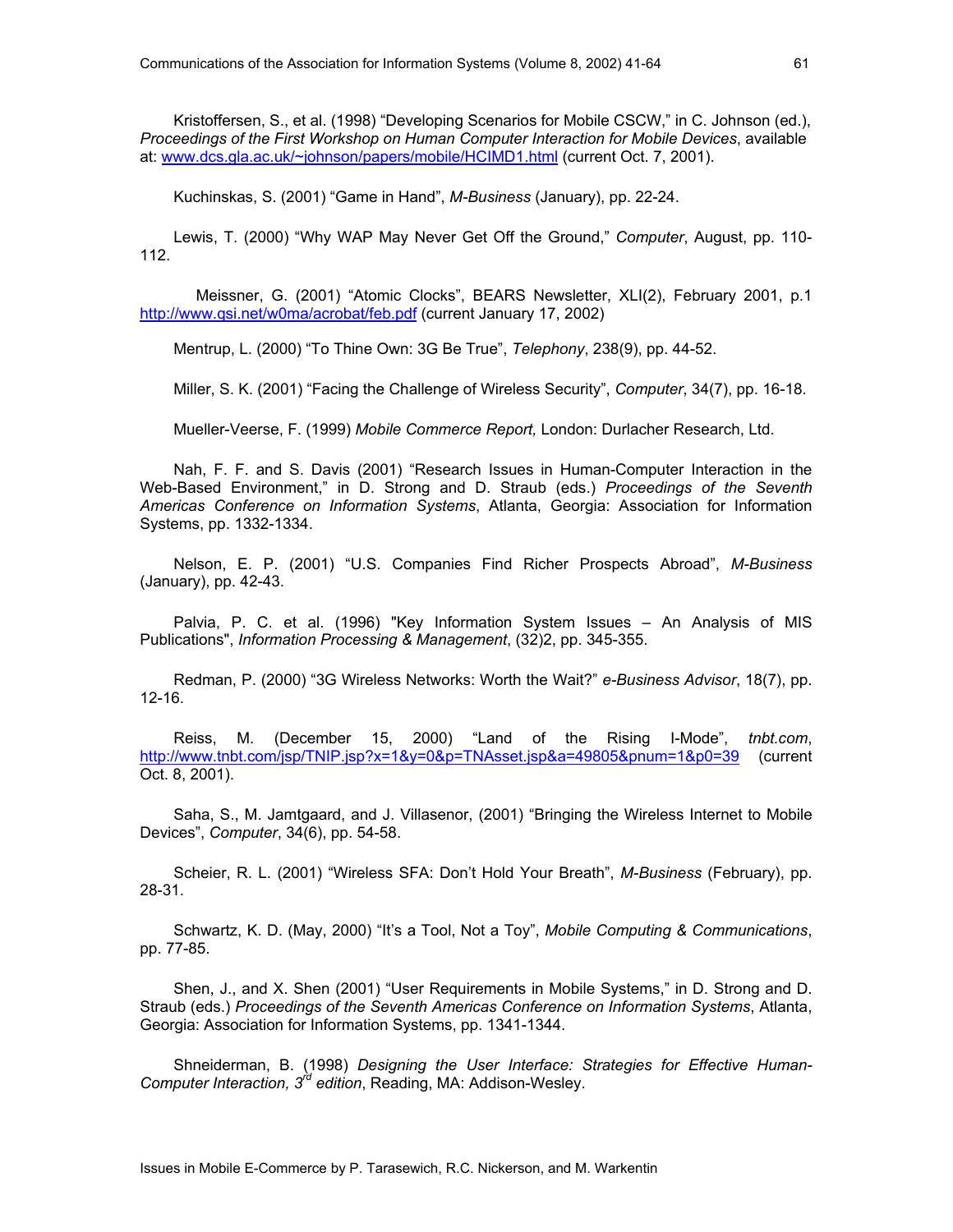Kristoffersen, S., et al. (1998) "Developing Scenarios for Mobile CSCW," in C. Johnson (ed.), *Proceedings of the First Workshop on Human Computer Interaction for Mobile Devices*, available at: www.dcs.gla.ac.uk/~johnson/papers/mobile/HCIMD1.html (current Oct. 7, 2001).

Kuchinskas, S. (2001) "Game in Hand", *M-Business* (January), pp. 22-24.

Lewis, T. (2000) "Why WAP May Never Get Off the Ground," *Computer*, August, pp. 110-112.

Meissner, G. (2001) "Atomic Clocks", BEARS Newsletter, XLI(2), February 2001, p.1 http://www.qsi.net/w0ma/acrobat/feb.pdf (current January 17, 2002)

Mentrup, L. (2000) "To Thine Own: 3G Be True", *Telephony*, 238(9), pp. 44-52.

Miller, S. K. (2001) "Facing the Challenge of Wireless Security", *Computer*, 34(7), pp. 16-18.

Mueller-Veerse, F. (1999) *Mobile Commerce Report,* London: Durlacher Research, Ltd.

Nah, F. F. and S. Davis (2001) "Research Issues in Human-Computer Interaction in the Web-Based Environment," in D. Strong and D. Straub (eds.) *Proceedings of the Seventh Americas Conference on Information Systems*, Atlanta, Georgia: Association for Information Systems, pp. 1332-1334.

Nelson, E. P. (2001) "U.S. Companies Find Richer Prospects Abroad", *M-Business* (January), pp. 42-43.

Palvia, P. C. et al. (1996) "Key Information System Issues – An Analysis of MIS Publications", *Information Processing & Management*, (32)2, pp. 345-355.

Redman, P. (2000) "3G Wireless Networks: Worth the Wait?" *e-Business Advisor*, 18(7), pp. 12-16.

Reiss, M. (December 15, 2000) "Land of the Rising I-Mode", *tnbt.com*, http://www.tnbt.com/jsp/TNIP.jsp?x=1&y=0&p=TNAsset.jsp&a=49805&pnum=1&p0=39 (current Oct. 8, 2001).

Saha, S., M. Jamtgaard, and J. Villasenor, (2001) "Bringing the Wireless Internet to Mobile Devices", *Computer*, 34(6), pp. 54-58.

Scheier, R. L. (2001) "Wireless SFA: Don't Hold Your Breath", *M-Business* (February), pp. 28-31.

Schwartz, K. D. (May, 2000) "It's a Tool, Not a Toy", *Mobile Computing & Communications*, pp. 77-85.

Shen, J., and X. Shen (2001) "User Requirements in Mobile Systems," in D. Strong and D. Straub (eds.) *Proceedings of the Seventh Americas Conference on Information Systems*, Atlanta, Georgia: Association for Information Systems, pp. 1341-1344.

Shneiderman, B. (1998) *Designing the User Interface: Strategies for Effective Human-Computer Interaction, 3rd edition*, Reading, MA: Addison-Wesley.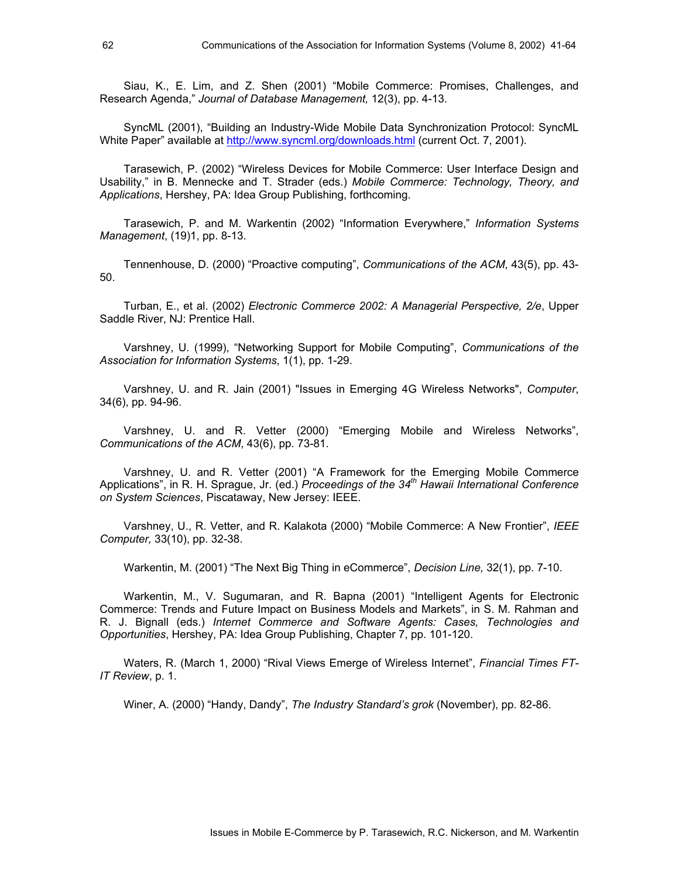Siau, K., E. Lim, and Z. Shen (2001) "Mobile Commerce: Promises, Challenges, and Research Agenda," *Journal of Database Management,* 12(3), pp. 4-13.

SyncML (2001), "Building an Industry-Wide Mobile Data Synchronization Protocol: SyncML White Paper" available at http://www.syncml.org/downloads.html (current Oct. 7, 2001).

Tarasewich, P. (2002) "Wireless Devices for Mobile Commerce: User Interface Design and Usability," in B. Mennecke and T. Strader (eds.) *Mobile Commerce: Technology, Theory, and Applications*, Hershey, PA: Idea Group Publishing, forthcoming.

Tarasewich, P. and M. Warkentin (2002) "Information Everywhere," *Information Systems Management*, (19)1, pp. 8-13.

Tennenhouse, D. (2000) "Proactive computing", *Communications of the ACM*, 43(5), pp. 43-50.

Turban, E., et al. (2002) *Electronic Commerce 2002: A Managerial Perspective, 2/e*, Upper Saddle River, NJ: Prentice Hall.

Varshney, U. (1999), "Networking Support for Mobile Computing", *Communications of the Association for Information Systems*, 1(1), pp. 1-29.

Varshney, U. and R. Jain (2001) "Issues in Emerging 4G Wireless Networks", *Computer*, 34(6), pp. 94-96.

Varshney, U. and R. Vetter (2000) "Emerging Mobile and Wireless Networks", *Communications of the ACM*, 43(6), pp. 73-81.

Varshney, U. and R. Vetter (2001) "A Framework for the Emerging Mobile Commerce Applications", in R. H. Sprague, Jr. (ed.) *Proceedings of the 34th Hawaii International Conference on System Sciences*, Piscataway, New Jersey: IEEE.

Varshney, U., R. Vetter, and R. Kalakota (2000) "Mobile Commerce: A New Frontier", *IEEE Computer,* 33(10), pp. 32-38.

Warkentin, M. (2001) "The Next Big Thing in eCommerce", *Decision Line,* 32(1), pp. 7-10.

Warkentin, M., V. Sugumaran, and R. Bapna (2001) "Intelligent Agents for Electronic Commerce: Trends and Future Impact on Business Models and Markets", in S. M. Rahman and R. J. Bignall (eds.) *Internet Commerce and Software Agents: Cases, Technologies and Opportunities*, Hershey, PA: Idea Group Publishing, Chapter 7, pp. 101-120.

Waters, R. (March 1, 2000) "Rival Views Emerge of Wireless Internet", *Financial Times FT-IT Review*, p. 1.

Winer, A. (2000) "Handy, Dandy", *The Industry Standard's grok* (November), pp. 82-86.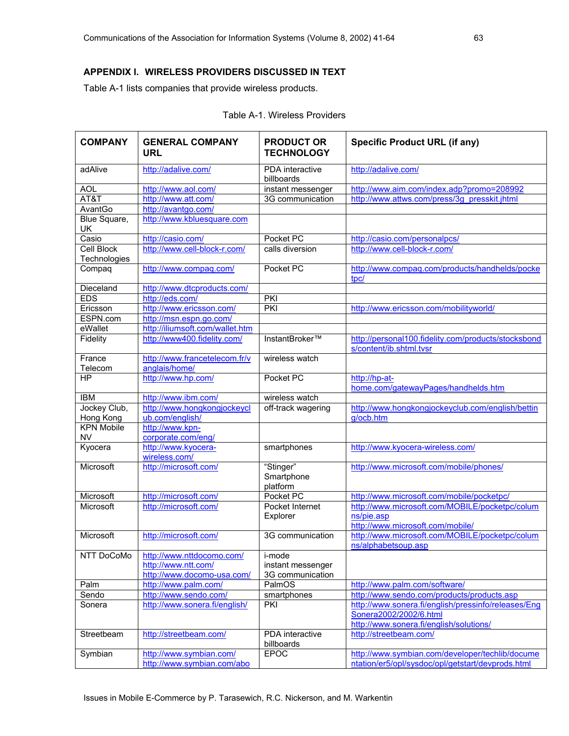## APPENDIX I. WIRELESS PROVIDERS DISCUSSED IN TEXT

Table A-1 lists companies that provide wireless products.

Table A-1. Wireless Providers

| COMPANY | GENERAL COMPANY URL | PRODUCT OR TECHNOLOGY | Specific Product URL (if any) |
|---|---|---|---|
| adAlive | http://adalive.com/ | PDA interactive billboards | http://adalive.com/ |
| AOL | http://www.aol.com/ | instant messenger | http://www.aim.com/index.adp?promo=208992 |
| AT&T | http://www.att.com/ | 3G communication | http://www.attws.com/press/3g_presskit.jhtml |
| AvantGo | http://avantgo.com/ | | |
| Blue Square, UK | http://www.kbluesquare.com | | |
| Casio | http://casio.com/ | Pocket PC | http://casio.com/personalpcs/ |
| Cell Block Technologies | http://www.cell-block-r.com/ | calls diversion | http://www.cell-block-r.com/ |
| Compaq | http://www.compaq.com/ | Pocket PC | http://www.compaq.com/products/handhelds/pocketpc/ |
| Dieceland | http://www.dtcproducts.com/ | | |
| EDS | http://eds.com/ | PKI | |
| Ericsson | http://www.ericsson.com/ | PKI | http://www.ericsson.com/mobilityworld/ |
| ESPN.com | http://msn.espn.go.com/ | | |
| eWallet | http://iliumsoft.com/wallet.htm | | |
| Fidelity | http://www400.fidelity.com/ | InstantBroker™ | http://personal100.fidelity.com/products/stocksbonds/content/ib.shtml.tvsr |
| France Telecom | http://www.francetelecom.fr/vanglais/home/ | wireless watch | |
| HP | http://www.hp.com/ | Pocket PC | http://hp-at-home.com/gatewayPages/handhelds.htm |
| IBM | http://www.ibm.com/ | wireless watch | |
| Jockey Club, Hong Kong | http://www.hongkongjockeyclub.com/english/ | off-track wagering | http://www.hongkongjockeyclub.com/english/betting/ocb.htm |
| KPN Mobile NV | http://www.kpn-corporate.com/eng/ | | |
| Kyocera | http://www.kyocera-wireless.com/ | smartphones | http://www.kyocera-wireless.com/ |
| Microsoft | http://microsoft.com/ | "Stinger" Smartphone platform | http://www.microsoft.com/mobile/phones/ |
| Microsoft | http://microsoft.com/ | Pocket PC | http://www.microsoft.com/mobile/pocketpc/ |
| Microsoft | http://microsoft.com/ | Pocket Internet Explorer | http://www.microsoft.com/MOBILE/pocketpc/columns/pie.asp http://www.microsoft.com/mobile/ |
| Microsoft | http://microsoft.com/ | 3G communication | http://www.microsoft.com/MOBILE/pocketpc/columns/alphabetsoup.asp |
| NTT DoCoMo | http://www.nttdocomo.com/ http://www.ntt.com/ http://www.docomo-usa.com/ | i-mode instant messenger 3G communication | |
| Palm | http://www.palm.com/ | PalmOS | http://www.palm.com/software/ |
| Sendo | http://www.sendo.com/ | smartphones | http://www.sendo.com/products/products.asp |
| Sonera | http://www.sonera.fi/english/ | PKI | http://www.sonera.fi/english/pressinfo/releases/EngSonera2002/2002/6.html http://www.sonera.fi/english/solutions/ |
| Streetbeam | http://streetbeam.com/ | PDA interactive billboards | http://streetbeam.com/ |
| Symbian | http://www.symbian.com/ http://www.symbian.com/abo | EPOC | http://www.symbian.com/developer/techlib/documentation/er5/opl/sysdoc/opl/getstart/devprods.html |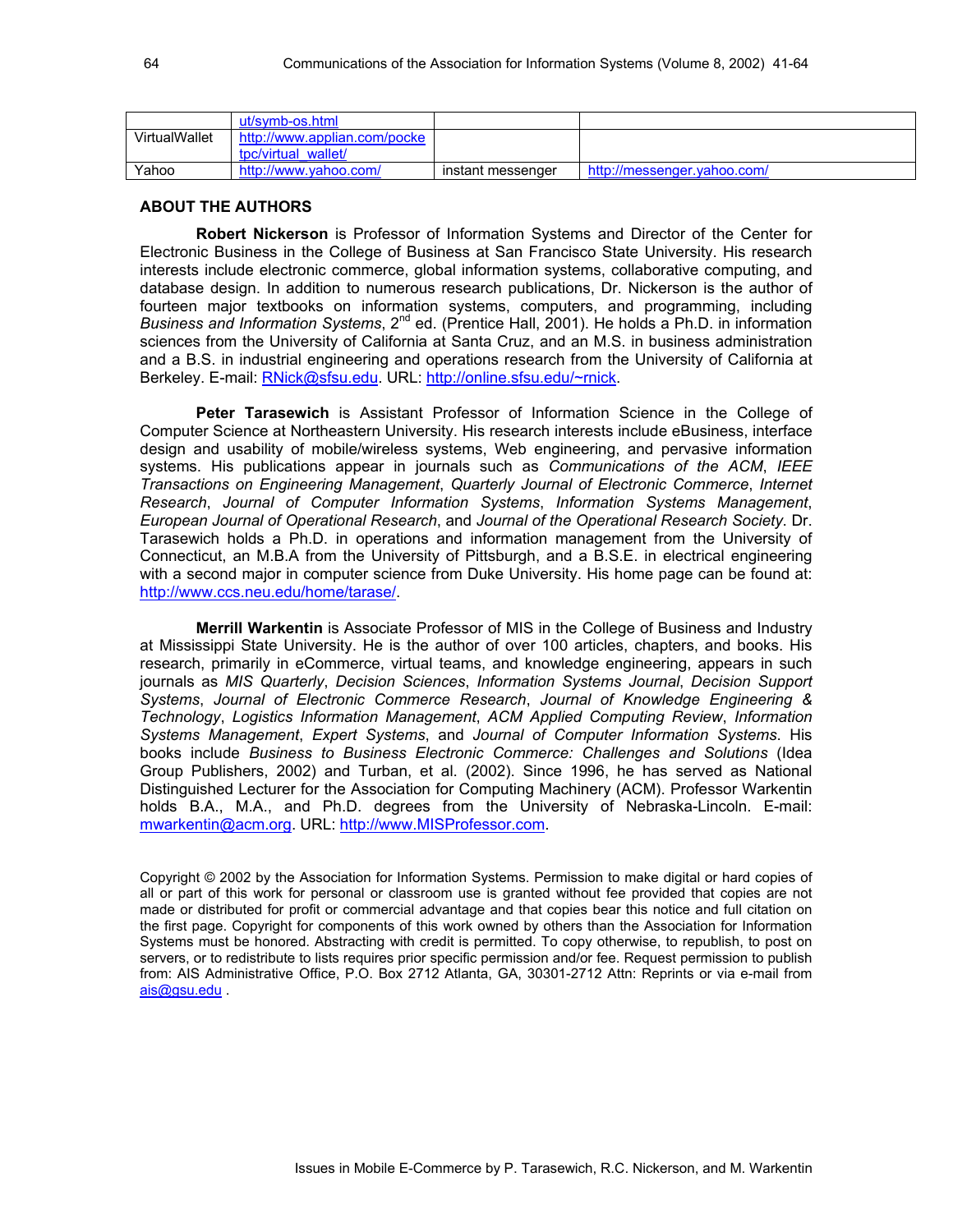| | ut/symb-os.html | | |
|---|---|---|---|
| VirtualWallet | http://www.applian.com/pocketpc/virtual_wallet/ | | |
| Yahoo | http://www.yahoo.com/ | instant messenger | http://messenger.yahoo.com/ |

## ABOUT THE AUTHORS

**Robert Nickerson** is Professor of Information Systems and Director of the Center for Electronic Business in the College of Business at San Francisco State University. His research interests include electronic commerce, global information systems, collaborative computing, and database design. In addition to numerous research publications, Dr. Nickerson is the author of fourteen major textbooks on information systems, computers, and programming, including *Business and Information Systems*, 2nd ed. (Prentice Hall, 2001). He holds a Ph.D. in information sciences from the University of California at Santa Cruz, and an M.S. in business administration and a B.S. in industrial engineering and operations research from the University of California at Berkeley. E-mail: RNick@sfsu.edu. URL: http://online.sfsu.edu/~rnick.

**Peter Tarasewich** is Assistant Professor of Information Science in the College of Computer Science at Northeastern University. His research interests include eBusiness, interface design and usability of mobile/wireless systems, Web engineering, and pervasive information systems. His publications appear in journals such as *Communications of the ACM*, *IEEE Transactions on Engineering Management*, *Quarterly Journal of Electronic Commerce*, *Internet Research*, *Journal of Computer Information Systems*, *Information Systems Management*, *European Journal of Operational Research*, and *Journal of the Operational Research Society*. Dr. Tarasewich holds a Ph.D. in operations and information management from the University of Connecticut, an M.B.A from the University of Pittsburgh, and a B.S.E. in electrical engineering with a second major in computer science from Duke University. His home page can be found at: http://www.ccs.neu.edu/home/tarase/.

**Merrill Warkentin** is Associate Professor of MIS in the College of Business and Industry at Mississippi State University. He is the author of over 100 articles, chapters, and books. His research, primarily in eCommerce, virtual teams, and knowledge engineering, appears in such journals as *MIS Quarterly*, *Decision Sciences*, *Information Systems Journal*, *Decision Support Systems*, *Journal of Electronic Commerce Research*, *Journal of Knowledge Engineering & Technology*, *Logistics Information Management*, *ACM Applied Computing Review*, *Information Systems Management*, *Expert Systems*, and *Journal of Computer Information Systems*. His books include *Business to Business Electronic Commerce: Challenges and Solutions* (Idea Group Publishers, 2002) and Turban, et al. (2002). Since 1996, he has served as National Distinguished Lecturer for the Association for Computing Machinery (ACM). Professor Warkentin holds B.A., M.A., and Ph.D. degrees from the University of Nebraska-Lincoln. E-mail: mwarkentin@acm.org. URL: http://www.MISProfessor.com.

Copyright © 2002 by the Association for Information Systems. Permission to make digital or hard copies of all or part of this work for personal or classroom use is granted without fee provided that copies are not made or distributed for profit or commercial advantage and that copies bear this notice and full citation on the first page. Copyright for components of this work owned by others than the Association for Information Systems must be honored. Abstracting with credit is permitted. To copy otherwise, to republish, to post on servers, or to redistribute to lists requires prior specific permission and/or fee. Request permission to publish from: AIS Administrative Office, P.O. Box 2712 Atlanta, GA, 30301-2712 Attn: Reprints or via e-mail from ais@gsu.edu .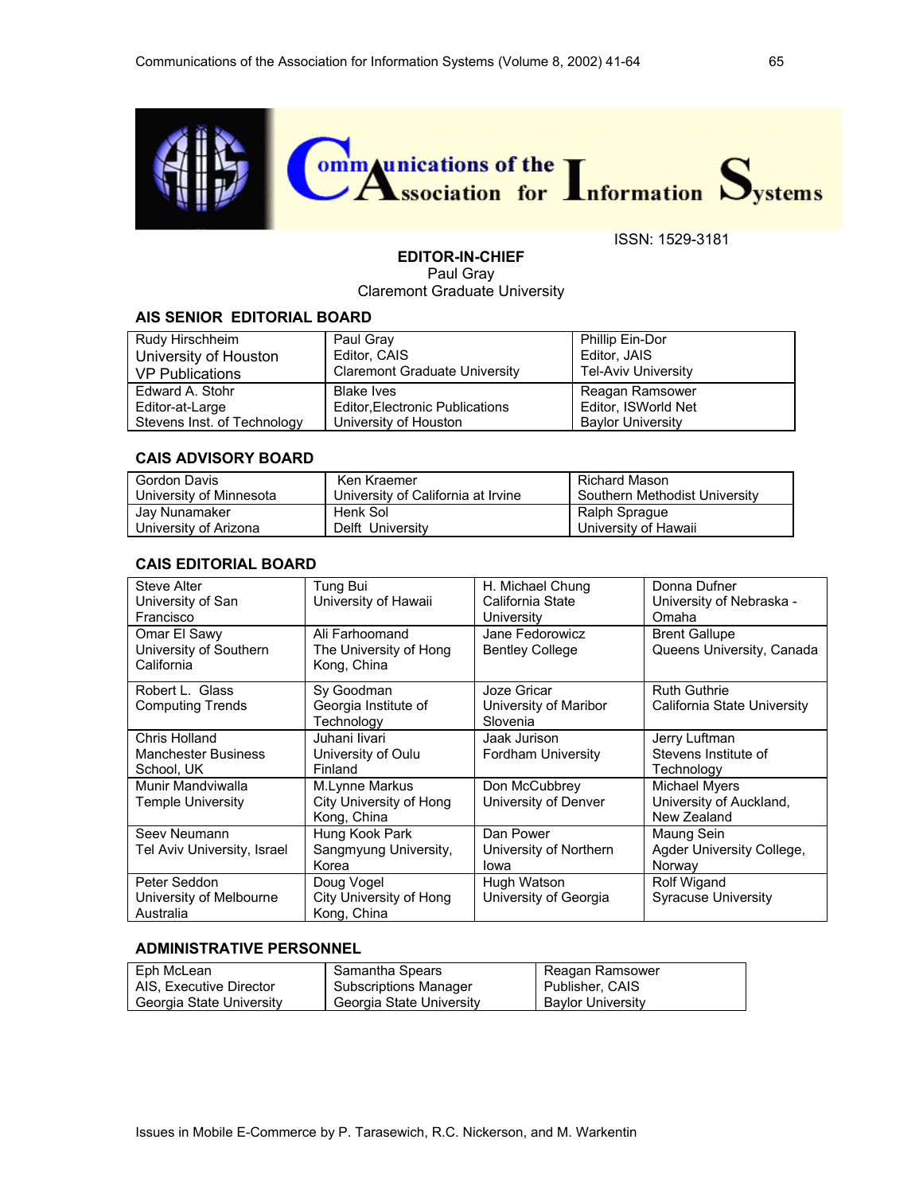ISSN: 1529-3181

**EDITOR-IN-CHIEF**
Paul Gray
Claremont Graduate University

## AIS SENIOR EDITORIAL BOARD

| | | |
|---|---|---|
| Rudy Hirschheim<br>University of Houston<br>VP Publications | Paul Gray<br>Editor, CAIS<br>Claremont Graduate University | Phillip Ein-Dor<br>Editor, JAIS<br>Tel-Aviv University |
| Edward A. Stohr<br>Editor-at-Large<br>Stevens Inst. of Technology | Blake Ives<br>Editor,Electronic Publications<br>University of Houston | Reagan Ramsower<br>Editor, ISWorld Net<br>Baylor University |

## CAIS ADVISORY BOARD

| | | |
|---|---|---|
| Gordon Davis<br>University of Minnesota | Ken Kraemer<br>University of California at Irvine | Richard Mason<br>Southern Methodist University |
| Jay Nunamaker<br>University of Arizona | Henk Sol<br>Delft University | Ralph Sprague<br>University of Hawaii |

## CAIS EDITORIAL BOARD

| | | | |
|---|---|---|---|
| Steve Alter<br>University of San Francisco | Tung Bui<br>University of Hawaii | H. Michael Chung<br>California State University | Donna Dufner<br>University of Nebraska - Omaha |
| Omar El Sawy<br>University of Southern California | Ali Farhoomand<br>The University of Hong Kong, China | Jane Fedorowicz<br>Bentley College | Brent Gallupe<br>Queens University, Canada |
| Robert L. Glass<br>Computing Trends | Sy Goodman<br>Georgia Institute of Technology | Joze Gricar<br>University of Maribor Slovenia | Ruth Guthrie<br>California State University |
| Chris Holland<br>Manchester Business School, UK | Juhani Iivari<br>University of Oulu Finland | Jaak Jurison<br>Fordham University | Jerry Luftman<br>Stevens Institute of Technology |
| Munir Mandviwalla<br>Temple University | M.Lynne Markus<br>City University of Hong Kong, China | Don McCubbrey<br>University of Denver | Michael Myers<br>University of Auckland, New Zealand |
| Seev Neumann<br>Tel Aviv University, Israel | Hung Kook Park<br>Sangmyung University, Korea | Dan Power<br>University of Northern Iowa | Maung Sein<br>Agder University College, Norway |
| Peter Seddon<br>University of Melbourne Australia | Doug Vogel<br>City University of Hong Kong, China | Hugh Watson<br>University of Georgia | Rolf Wigand<br>Syracuse University |

## ADMINISTRATIVE PERSONNEL

| | | |
|---|---|---|
| Eph McLean<br>AIS, Executive Director<br>Georgia State University | Samantha Spears<br>Subscriptions Manager<br>Georgia State University | Reagan Ramsower<br>Publisher, CAIS<br>Baylor University |